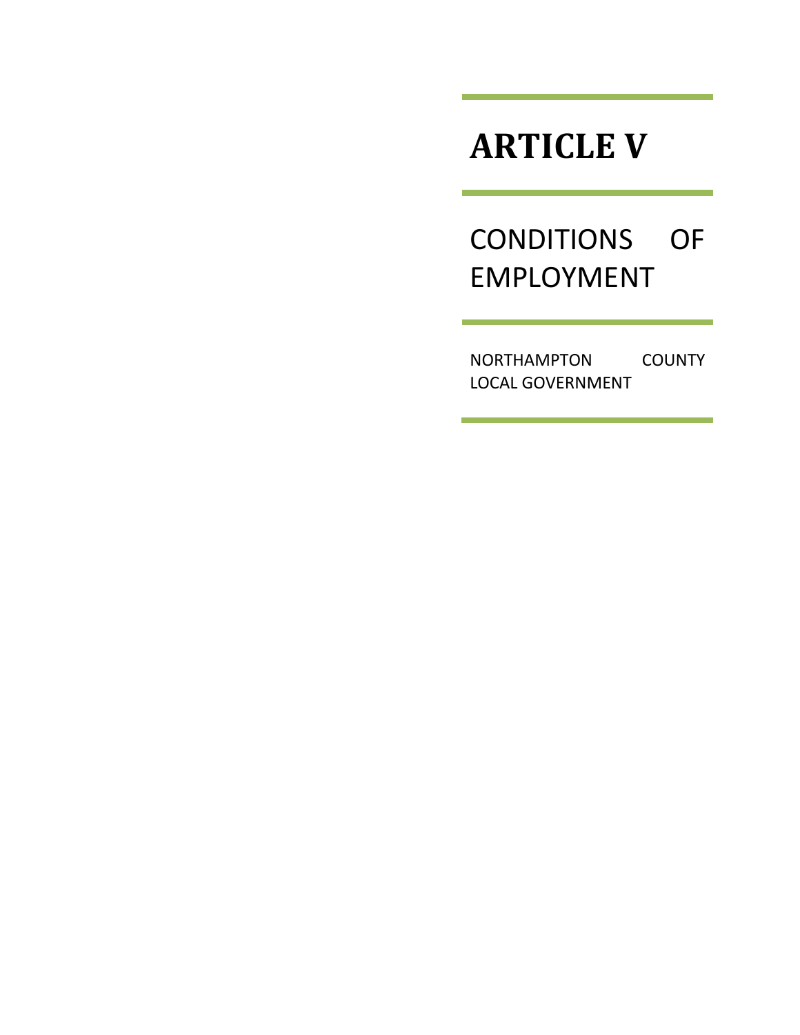# ARTICLE V

## CONDITIONS OF EMPLOYMENT

NORTHAMPTON COUNTY LOCAL GOVERNMENT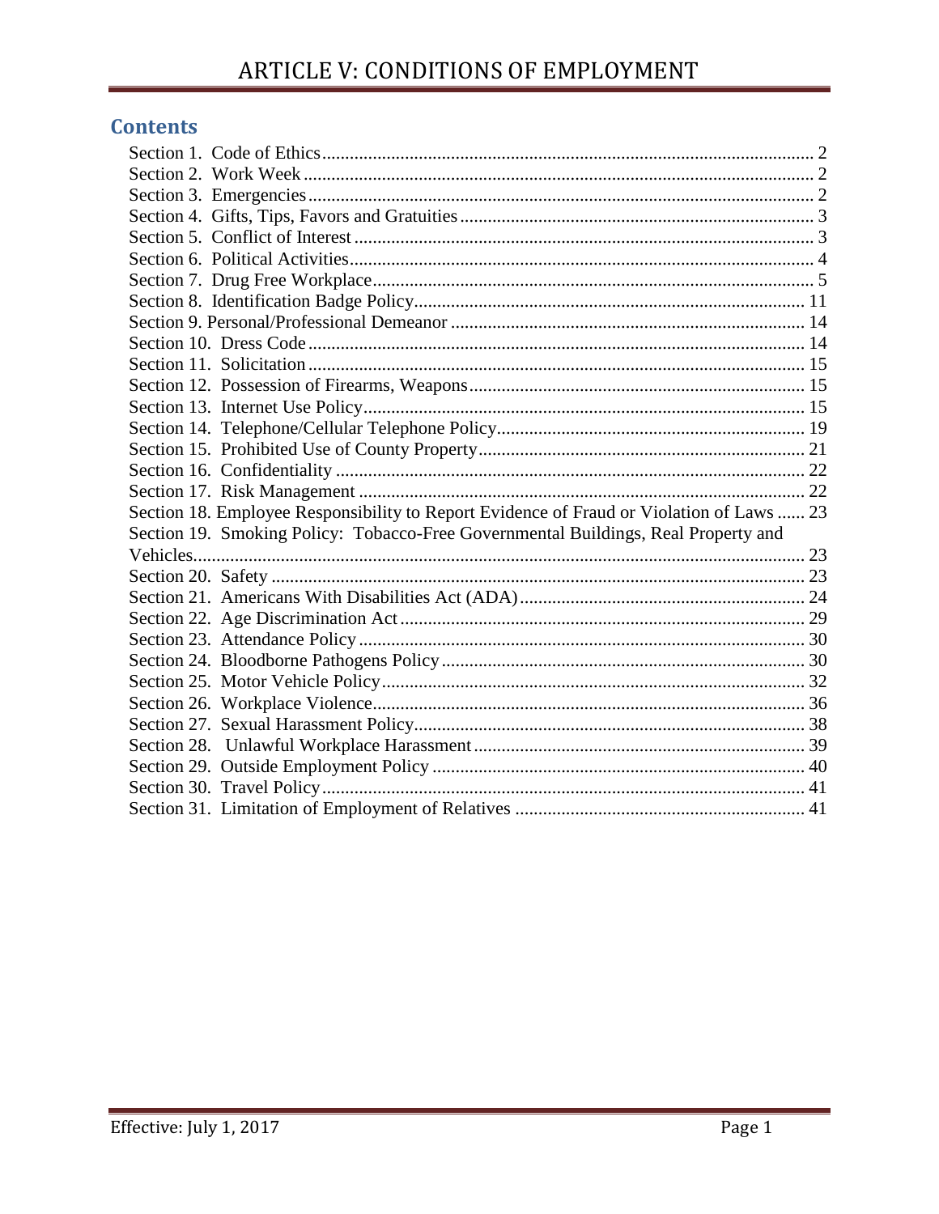# ARTICLE V: CONDITIONS OF EMPLOYMENT

## Contents

- Section 1. Code of Ethics .......... 2
- Section 2. Work Week .......... 2
- Section 3. Emergencies .......... 2
- Section 4. Gifts, Tips, Favors and Gratuities .......... 3
- Section 5. Conflict of Interest .......... 3
- Section 6. Political Activities .......... 4
- Section 7. Drug Free Workplace .......... 5
- Section 8. Identification Badge Policy .......... 11
- Section 9. Personal/Professional Demeanor .......... 14
- Section 10. Dress Code .......... 14
- Section 11. Solicitation .......... 15
- Section 12. Possession of Firearms, Weapons .......... 15
- Section 13. Internet Use Policy .......... 15
- Section 14. Telephone/Cellular Telephone Policy .......... 19
- Section 15. Prohibited Use of County Property .......... 21
- Section 16. Confidentiality .......... 22
- Section 17. Risk Management .......... 22
- Section 18. Employee Responsibility to Report Evidence of Fraud or Violation of Laws .......... 23
- Section 19. Smoking Policy: Tobacco-Free Governmental Buildings, Real Property and Vehicles .......... 23
- Section 20. Safety .......... 23
- Section 21. Americans With Disabilities Act (ADA) .......... 24
- Section 22. Age Discrimination Act .......... 29
- Section 23. Attendance Policy .......... 30
- Section 24. Bloodborne Pathogens Policy .......... 30
- Section 25. Motor Vehicle Policy .......... 32
- Section 26. Workplace Violence .......... 36
- Section 27. Sexual Harassment Policy .......... 38
- Section 28. Unlawful Workplace Harassment .......... 39
- Section 29. Outside Employment Policy .......... 40
- Section 30. Travel Policy .......... 41
- Section 31. Limitation of Employment of Relatives .......... 41

Effective: July 1, 2017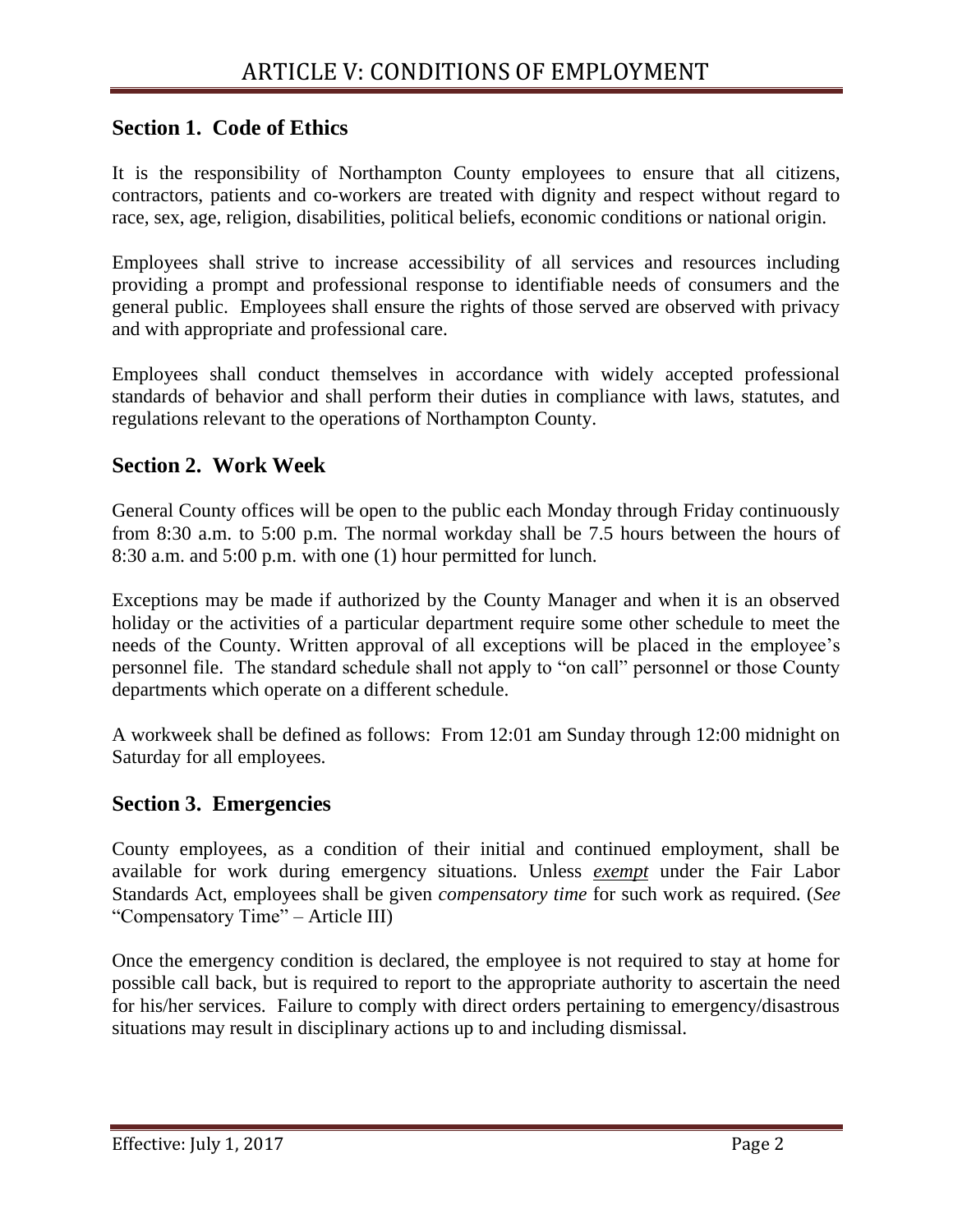# ARTICLE V: CONDITIONS OF EMPLOYMENT

## Section 1. Code of Ethics

It is the responsibility of Northampton County employees to ensure that all citizens, contractors, patients and co-workers are treated with dignity and respect without regard to race, sex, age, religion, disabilities, political beliefs, economic conditions or national origin.

Employees shall strive to increase accessibility of all services and resources including providing a prompt and professional response to identifiable needs of consumers and the general public. Employees shall ensure the rights of those served are observed with privacy and with appropriate and professional care.

Employees shall conduct themselves in accordance with widely accepted professional standards of behavior and shall perform their duties in compliance with laws, statutes, and regulations relevant to the operations of Northampton County.

## Section 2. Work Week

General County offices will be open to the public each Monday through Friday continuously from 8:30 a.m. to 5:00 p.m. The normal workday shall be 7.5 hours between the hours of 8:30 a.m. and 5:00 p.m. with one (1) hour permitted for lunch.

Exceptions may be made if authorized by the County Manager and when it is an observed holiday or the activities of a particular department require some other schedule to meet the needs of the County. Written approval of all exceptions will be placed in the employee's personnel file. The standard schedule shall not apply to "on call" personnel or those County departments which operate on a different schedule.

A workweek shall be defined as follows: From 12:01 am Sunday through 12:00 midnight on Saturday for all employees.

## Section 3. Emergencies

County employees, as a condition of their initial and continued employment, shall be available for work during emergency situations. Unless ***exempt*** under the Fair Labor Standards Act, employees shall be given *compensatory time* for such work as required. (*See* "Compensatory Time" – Article III)

Once the emergency condition is declared, the employee is not required to stay at home for possible call back, but is required to report to the appropriate authority to ascertain the need for his/her services. Failure to comply with direct orders pertaining to emergency/disastrous situations may result in disciplinary actions up to and including dismissal.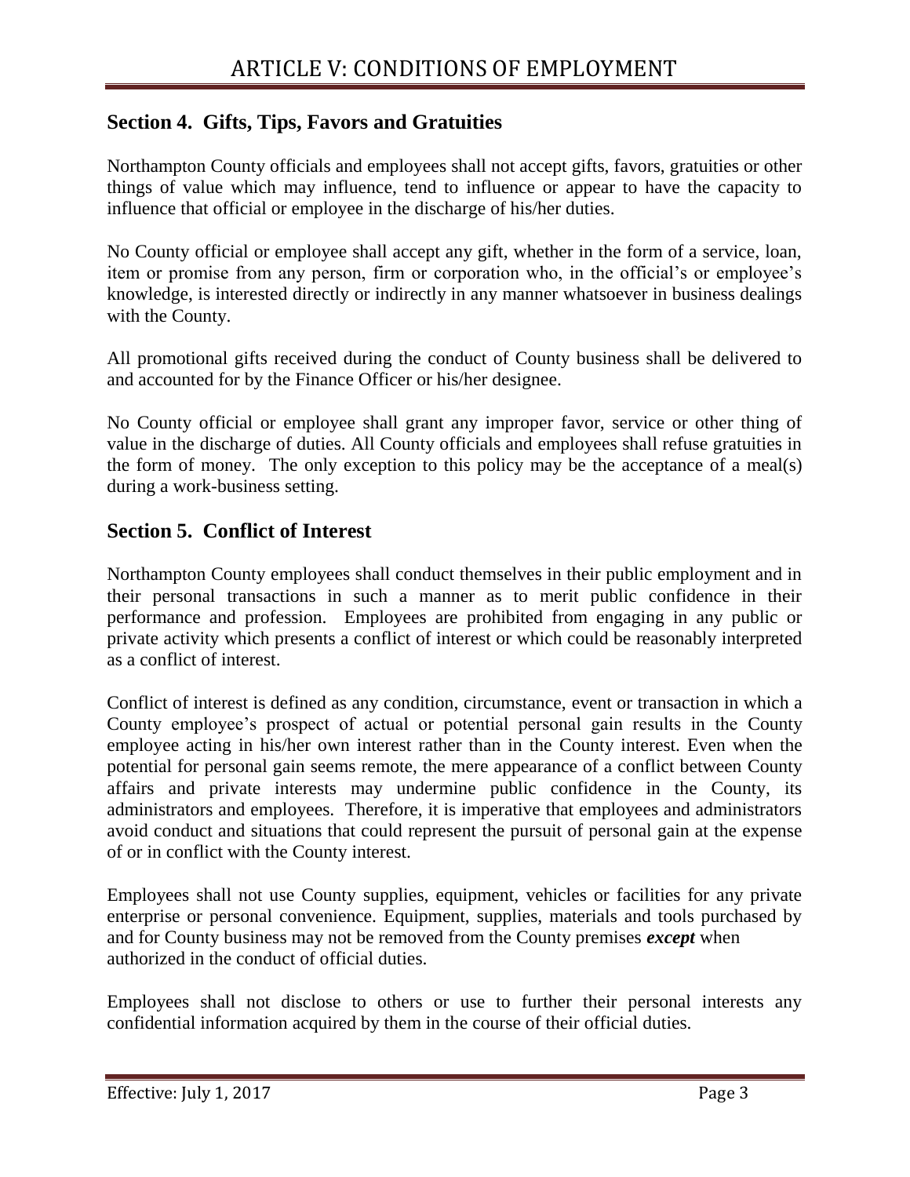# ARTICLE V: CONDITIONS OF EMPLOYMENT

## Section 4. Gifts, Tips, Favors and Gratuities

Northampton County officials and employees shall not accept gifts, favors, gratuities or other things of value which may influence, tend to influence or appear to have the capacity to influence that official or employee in the discharge of his/her duties.

No County official or employee shall accept any gift, whether in the form of a service, loan, item or promise from any person, firm or corporation who, in the official's or employee's knowledge, is interested directly or indirectly in any manner whatsoever in business dealings with the County.

All promotional gifts received during the conduct of County business shall be delivered to and accounted for by the Finance Officer or his/her designee.

No County official or employee shall grant any improper favor, service or other thing of value in the discharge of duties. All County officials and employees shall refuse gratuities in the form of money. The only exception to this policy may be the acceptance of a meal(s) during a work-business setting.

## Section 5. Conflict of Interest

Northampton County employees shall conduct themselves in their public employment and in their personal transactions in such a manner as to merit public confidence in their performance and profession. Employees are prohibited from engaging in any public or private activity which presents a conflict of interest or which could be reasonably interpreted as a conflict of interest.

Conflict of interest is defined as any condition, circumstance, event or transaction in which a County employee's prospect of actual or potential personal gain results in the County employee acting in his/her own interest rather than in the County interest. Even when the potential for personal gain seems remote, the mere appearance of a conflict between County affairs and private interests may undermine public confidence in the County, its administrators and employees. Therefore, it is imperative that employees and administrators avoid conduct and situations that could represent the pursuit of personal gain at the expense of or in conflict with the County interest.

Employees shall not use County supplies, equipment, vehicles or facilities for any private enterprise or personal convenience. Equipment, supplies, materials and tools purchased by and for County business may not be removed from the County premises ***except*** when authorized in the conduct of official duties.

Employees shall not disclose to others or use to further their personal interests any confidential information acquired by them in the course of their official duties.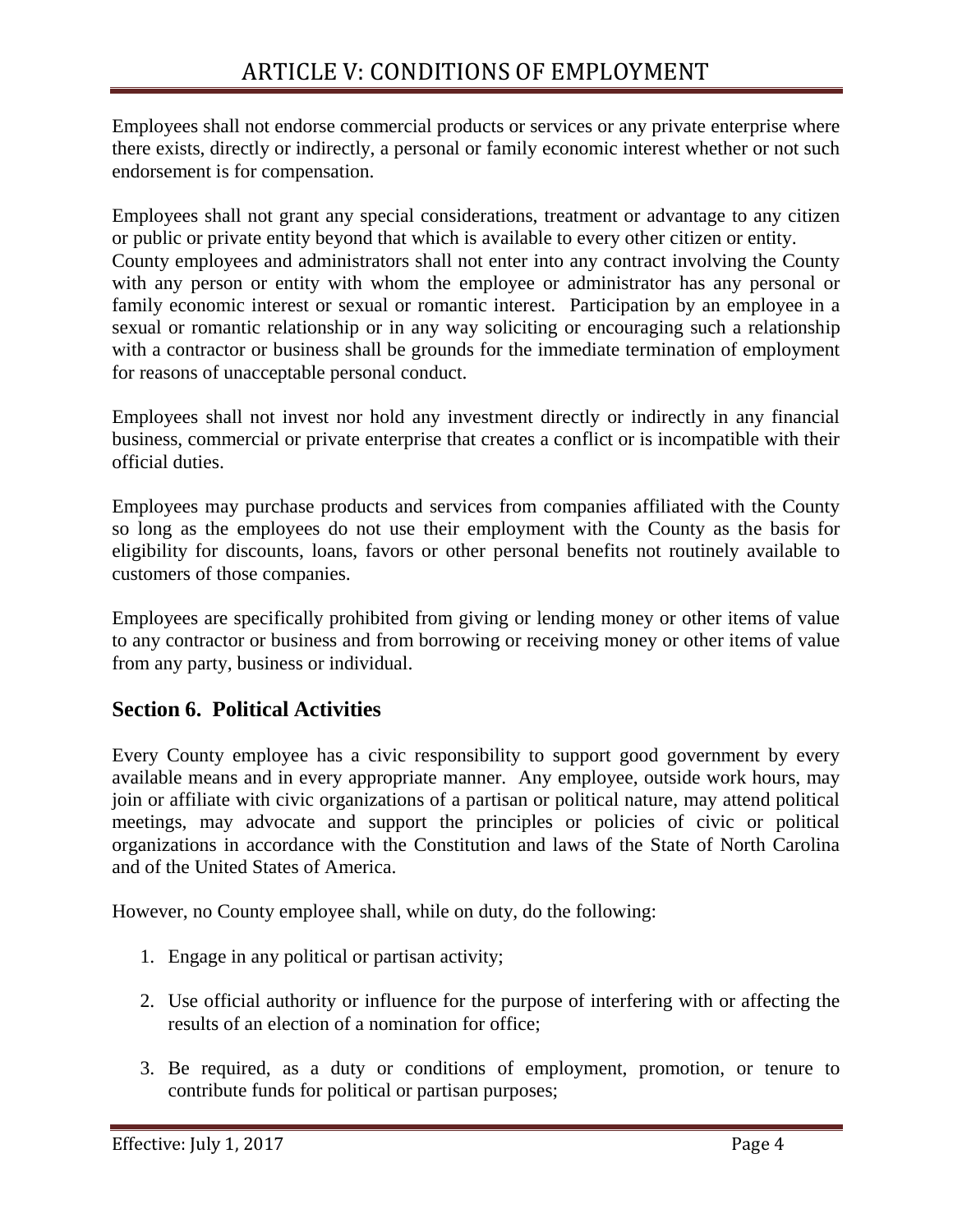Employees shall not endorse commercial products or services or any private enterprise where there exists, directly or indirectly, a personal or family economic interest whether or not such endorsement is for compensation.

Employees shall not grant any special considerations, treatment or advantage to any citizen or public or private entity beyond that which is available to every other citizen or entity. County employees and administrators shall not enter into any contract involving the County with any person or entity with whom the employee or administrator has any personal or family economic interest or sexual or romantic interest. Participation by an employee in a sexual or romantic relationship or in any way soliciting or encouraging such a relationship with a contractor or business shall be grounds for the immediate termination of employment for reasons of unacceptable personal conduct.

Employees shall not invest nor hold any investment directly or indirectly in any financial business, commercial or private enterprise that creates a conflict or is incompatible with their official duties.

Employees may purchase products and services from companies affiliated with the County so long as the employees do not use their employment with the County as the basis for eligibility for discounts, loans, favors or other personal benefits not routinely available to customers of those companies.

Employees are specifically prohibited from giving or lending money or other items of value to any contractor or business and from borrowing or receiving money or other items of value from any party, business or individual.

## Section 6. Political Activities

Every County employee has a civic responsibility to support good government by every available means and in every appropriate manner. Any employee, outside work hours, may join or affiliate with civic organizations of a partisan or political nature, may attend political meetings, may advocate and support the principles or policies of civic or political organizations in accordance with the Constitution and laws of the State of North Carolina and of the United States of America.

However, no County employee shall, while on duty, do the following:

1. Engage in any political or partisan activity;
2. Use official authority or influence for the purpose of interfering with or affecting the results of an election of a nomination for office;
3. Be required, as a duty or conditions of employment, promotion, or tenure to contribute funds for political or partisan purposes;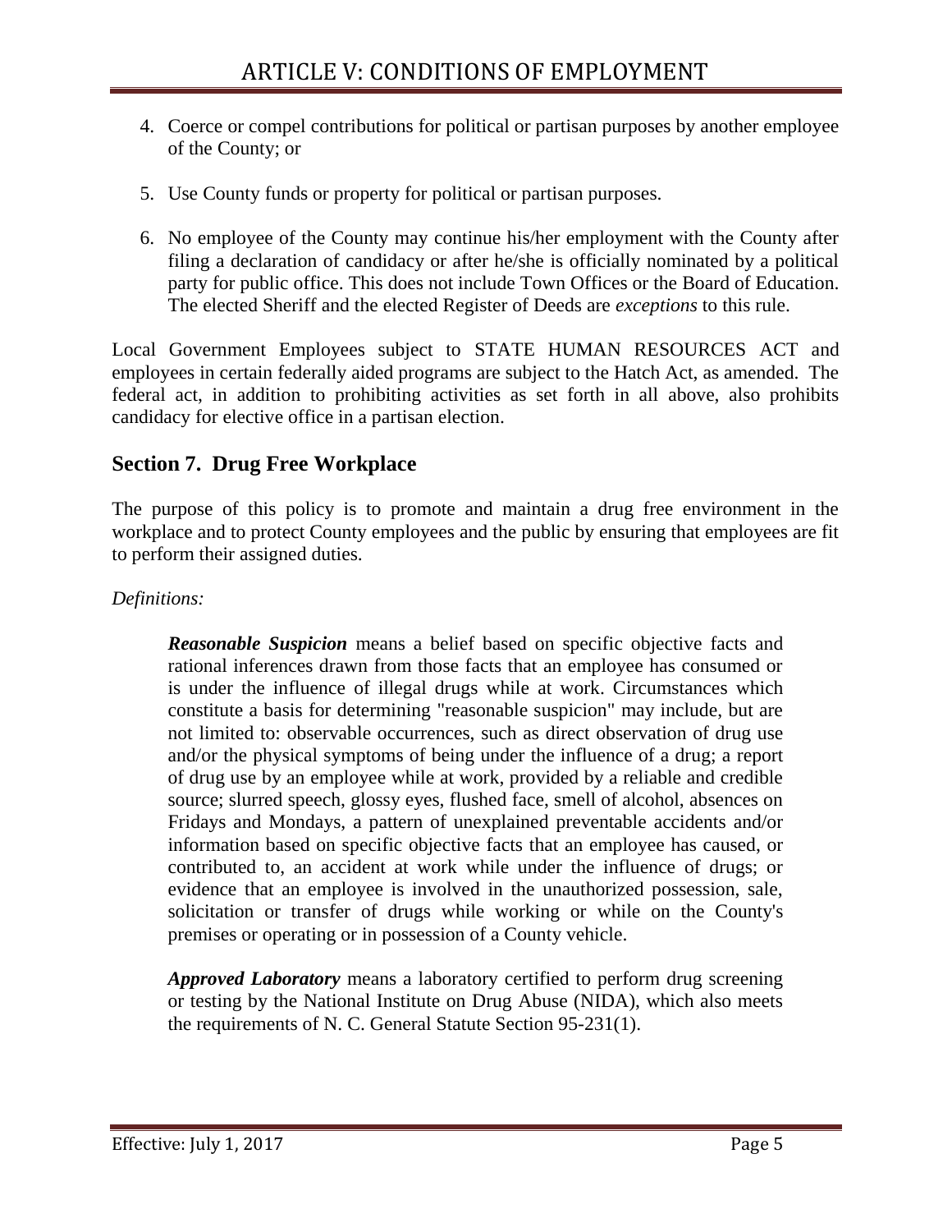4. Coerce or compel contributions for political or partisan purposes by another employee of the County; or

5. Use County funds or property for political or partisan purposes.

6. No employee of the County may continue his/her employment with the County after filing a declaration of candidacy or after he/she is officially nominated by a political party for public office. This does not include Town Offices or the Board of Education. The elected Sheriff and the elected Register of Deeds are *exceptions* to this rule.

Local Government Employees subject to STATE HUMAN RESOURCES ACT and employees in certain federally aided programs are subject to the Hatch Act, as amended. The federal act, in addition to prohibiting activities as set forth in all above, also prohibits candidacy for elective office in a partisan election.

## Section 7. Drug Free Workplace

The purpose of this policy is to promote and maintain a drug free environment in the workplace and to protect County employees and the public by ensuring that employees are fit to perform their assigned duties.

*Definitions:*

> ***Reasonable Suspicion*** means a belief based on specific objective facts and rational inferences drawn from those facts that an employee has consumed or is under the influence of illegal drugs while at work. Circumstances which constitute a basis for determining "reasonable suspicion" may include, but are not limited to: observable occurrences, such as direct observation of drug use and/or the physical symptoms of being under the influence of a drug; a report of drug use by an employee while at work, provided by a reliable and credible source; slurred speech, glossy eyes, flushed face, smell of alcohol, absences on Fridays and Mondays, a pattern of unexplained preventable accidents and/or information based on specific objective facts that an employee has caused, or contributed to, an accident at work while under the influence of drugs; or evidence that an employee is involved in the unauthorized possession, sale, solicitation or transfer of drugs while working or while on the County's premises or operating or in possession of a County vehicle.
>
> ***Approved Laboratory*** means a laboratory certified to perform drug screening or testing by the National Institute on Drug Abuse (NIDA), which also meets the requirements of N. C. General Statute Section 95-231(1).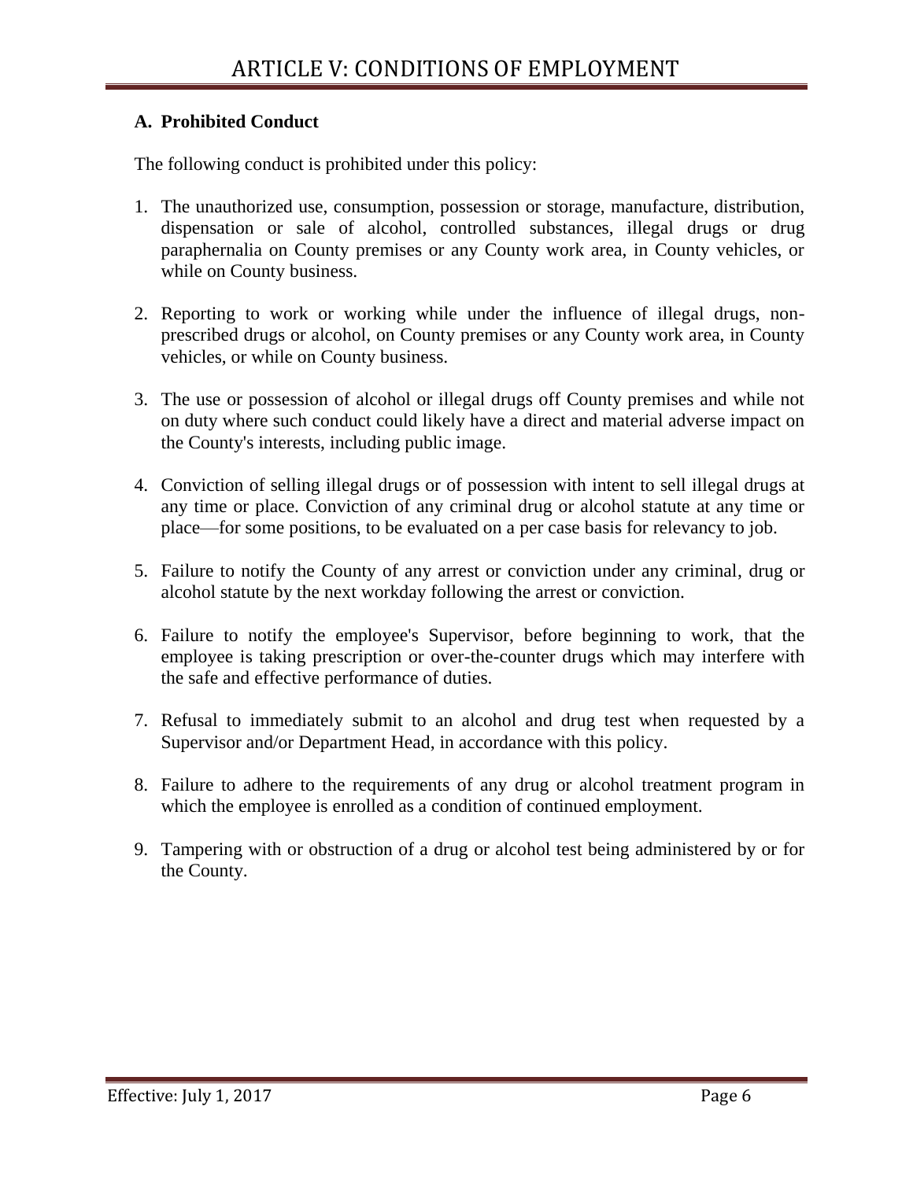# ARTICLE V: CONDITIONS OF EMPLOYMENT

**A. Prohibited Conduct**

The following conduct is prohibited under this policy:

1. The unauthorized use, consumption, possession or storage, manufacture, distribution, dispensation or sale of alcohol, controlled substances, illegal drugs or drug paraphernalia on County premises or any County work area, in County vehicles, or while on County business.

2. Reporting to work or working while under the influence of illegal drugs, non-prescribed drugs or alcohol, on County premises or any County work area, in County vehicles, or while on County business.

3. The use or possession of alcohol or illegal drugs off County premises and while not on duty where such conduct could likely have a direct and material adverse impact on the County's interests, including public image.

4. Conviction of selling illegal drugs or of possession with intent to sell illegal drugs at any time or place. Conviction of any criminal drug or alcohol statute at any time or place—for some positions, to be evaluated on a per case basis for relevancy to job.

5. Failure to notify the County of any arrest or conviction under any criminal, drug or alcohol statute by the next workday following the arrest or conviction.

6. Failure to notify the employee's Supervisor, before beginning to work, that the employee is taking prescription or over-the-counter drugs which may interfere with the safe and effective performance of duties.

7. Refusal to immediately submit to an alcohol and drug test when requested by a Supervisor and/or Department Head, in accordance with this policy.

8. Failure to adhere to the requirements of any drug or alcohol treatment program in which the employee is enrolled as a condition of continued employment.

9. Tampering with or obstruction of a drug or alcohol test being administered by or for the County.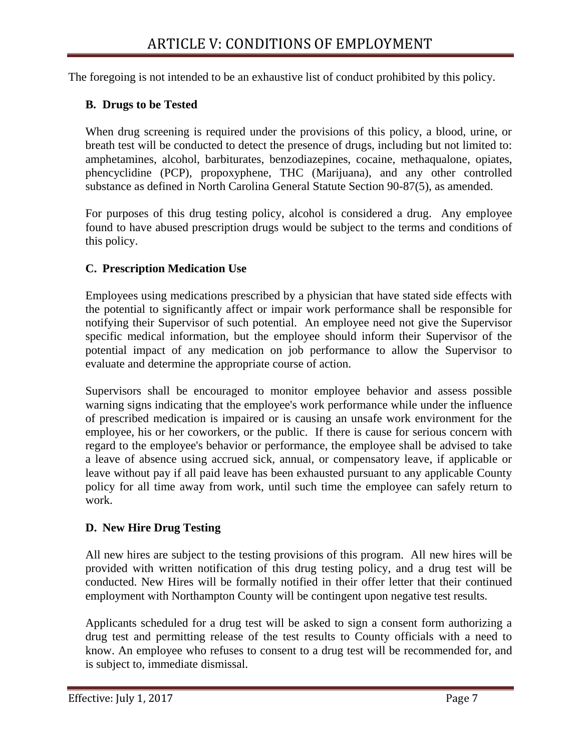The foregoing is not intended to be an exhaustive list of conduct prohibited by this policy.

### B. Drugs to be Tested

When drug screening is required under the provisions of this policy, a blood, urine, or breath test will be conducted to detect the presence of drugs, including but not limited to: amphetamines, alcohol, barbiturates, benzodiazepines, cocaine, methaqualone, opiates, phencyclidine (PCP), propoxyphene, THC (Marijuana), and any other controlled substance as defined in North Carolina General Statute Section 90-87(5), as amended.

For purposes of this drug testing policy, alcohol is considered a drug. Any employee found to have abused prescription drugs would be subject to the terms and conditions of this policy.

### C. Prescription Medication Use

Employees using medications prescribed by a physician that have stated side effects with the potential to significantly affect or impair work performance shall be responsible for notifying their Supervisor of such potential. An employee need not give the Supervisor specific medical information, but the employee should inform their Supervisor of the potential impact of any medication on job performance to allow the Supervisor to evaluate and determine the appropriate course of action.

Supervisors shall be encouraged to monitor employee behavior and assess possible warning signs indicating that the employee's work performance while under the influence of prescribed medication is impaired or is causing an unsafe work environment for the employee, his or her coworkers, or the public. If there is cause for serious concern with regard to the employee's behavior or performance, the employee shall be advised to take a leave of absence using accrued sick, annual, or compensatory leave, if applicable or leave without pay if all paid leave has been exhausted pursuant to any applicable County policy for all time away from work, until such time the employee can safely return to work.

### D. New Hire Drug Testing

All new hires are subject to the testing provisions of this program. All new hires will be provided with written notification of this drug testing policy, and a drug test will be conducted. New Hires will be formally notified in their offer letter that their continued employment with Northampton County will be contingent upon negative test results.

Applicants scheduled for a drug test will be asked to sign a consent form authorizing a drug test and permitting release of the test results to County officials with a need to know. An employee who refuses to consent to a drug test will be recommended for, and is subject to, immediate dismissal.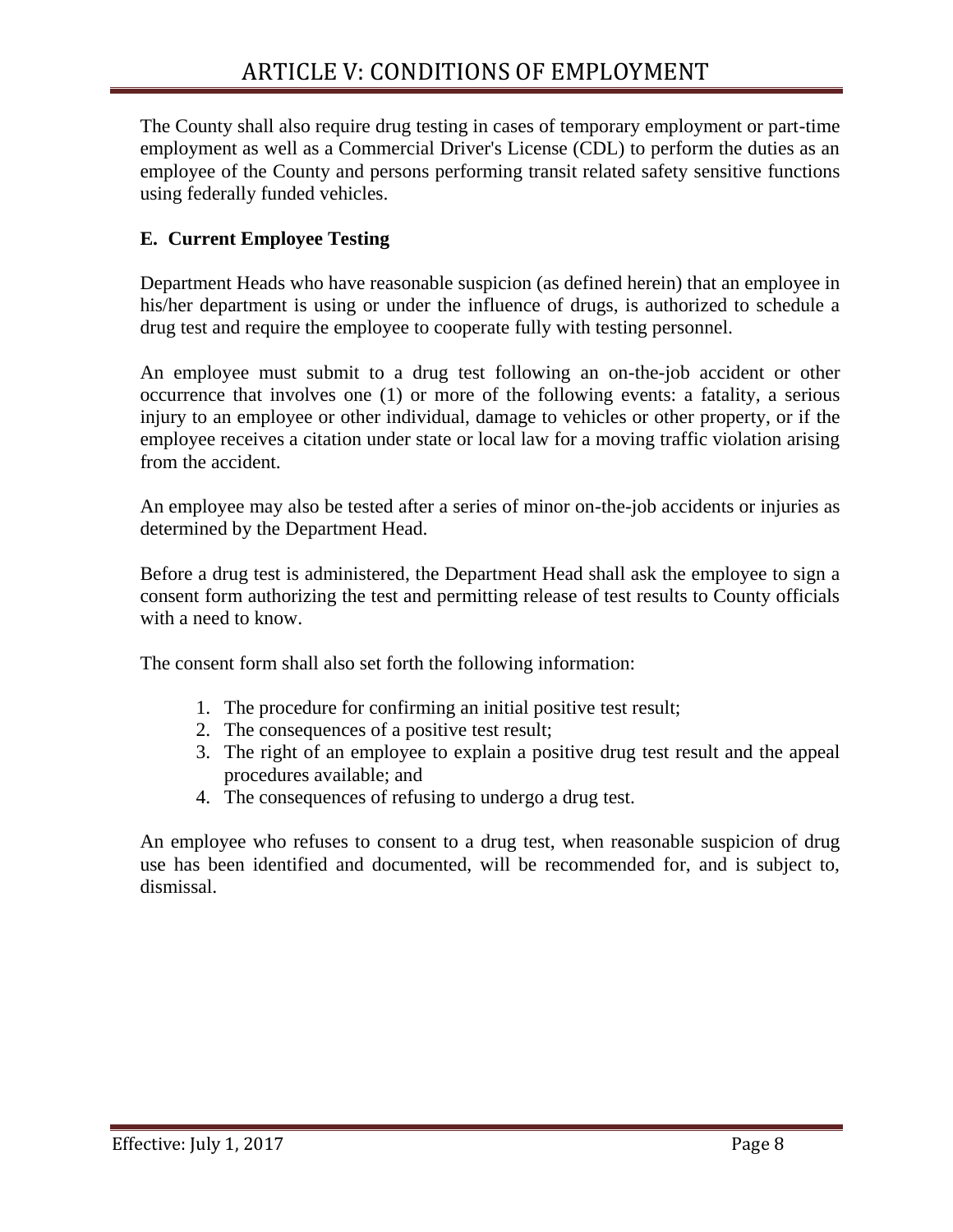The County shall also require drug testing in cases of temporary employment or part-time employment as well as a Commercial Driver's License (CDL) to perform the duties as an employee of the County and persons performing transit related safety sensitive functions using federally funded vehicles.

### E. Current Employee Testing

Department Heads who have reasonable suspicion (as defined herein) that an employee in his/her department is using or under the influence of drugs, is authorized to schedule a drug test and require the employee to cooperate fully with testing personnel.

An employee must submit to a drug test following an on-the-job accident or other occurrence that involves one (1) or more of the following events: a fatality, a serious injury to an employee or other individual, damage to vehicles or other property, or if the employee receives a citation under state or local law for a moving traffic violation arising from the accident.

An employee may also be tested after a series of minor on-the-job accidents or injuries as determined by the Department Head.

Before a drug test is administered, the Department Head shall ask the employee to sign a consent form authorizing the test and permitting release of test results to County officials with a need to know.

The consent form shall also set forth the following information:

1. The procedure for confirming an initial positive test result;
2. The consequences of a positive test result;
3. The right of an employee to explain a positive drug test result and the appeal procedures available; and
4. The consequences of refusing to undergo a drug test.

An employee who refuses to consent to a drug test, when reasonable suspicion of drug use has been identified and documented, will be recommended for, and is subject to, dismissal.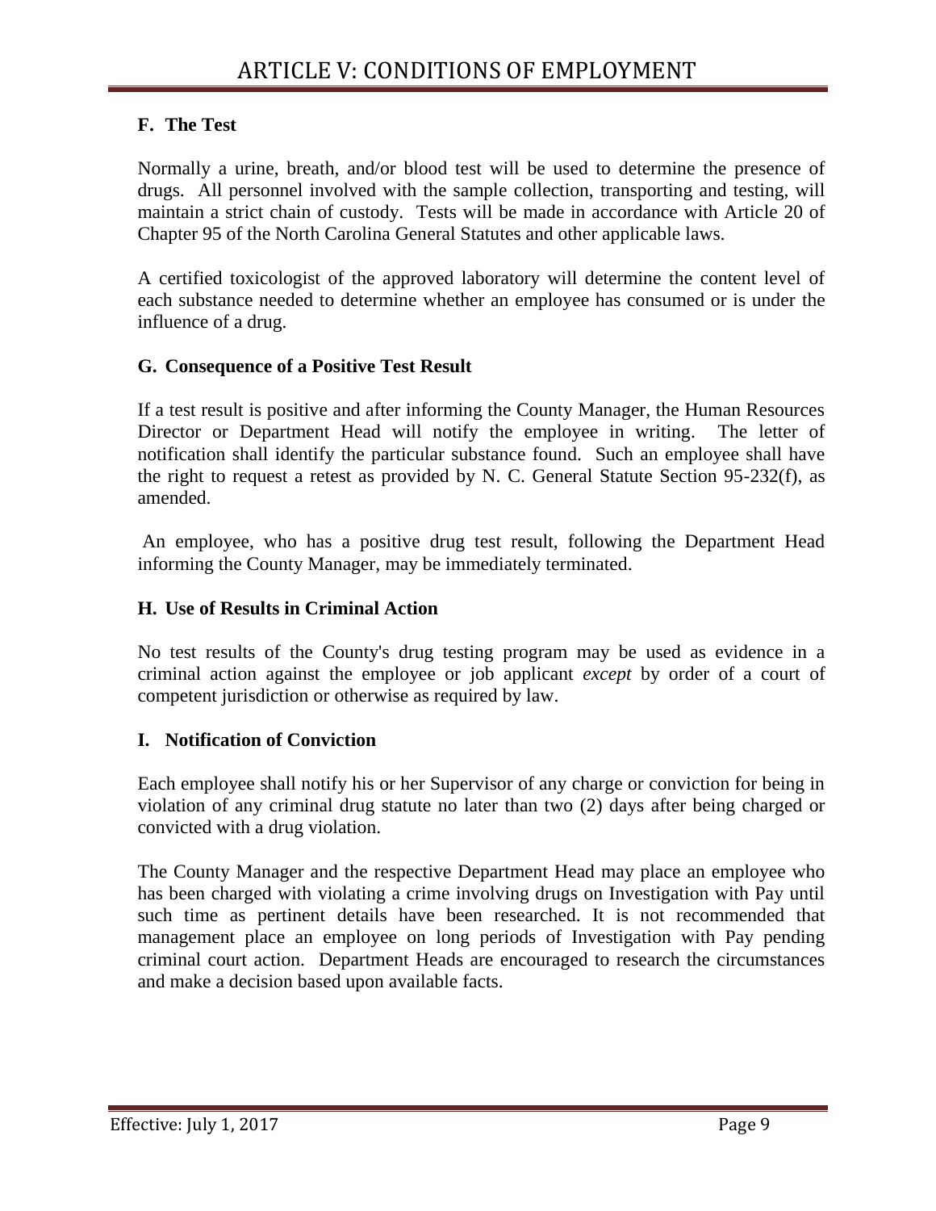### F. The Test

Normally a urine, breath, and/or blood test will be used to determine the presence of drugs. All personnel involved with the sample collection, transporting and testing, will maintain a strict chain of custody. Tests will be made in accordance with Article 20 of Chapter 95 of the North Carolina General Statutes and other applicable laws.

A certified toxicologist of the approved laboratory will determine the content level of each substance needed to determine whether an employee has consumed or is under the influence of a drug.

### G. Consequence of a Positive Test Result

If a test result is positive and after informing the County Manager, the Human Resources Director or Department Head will notify the employee in writing. The letter of notification shall identify the particular substance found. Such an employee shall have the right to request a retest as provided by N. C. General Statute Section 95-232(f), as amended.

An employee, who has a positive drug test result, following the Department Head informing the County Manager, may be immediately terminated.

### H. Use of Results in Criminal Action

No test results of the County's drug testing program may be used as evidence in a criminal action against the employee or job applicant *except* by order of a court of competent jurisdiction or otherwise as required by law.

### I. Notification of Conviction

Each employee shall notify his or her Supervisor of any charge or conviction for being in violation of any criminal drug statute no later than two (2) days after being charged or convicted with a drug violation.

The County Manager and the respective Department Head may place an employee who has been charged with violating a crime involving drugs on Investigation with Pay until such time as pertinent details have been researched. It is not recommended that management place an employee on long periods of Investigation with Pay pending criminal court action. Department Heads are encouraged to research the circumstances and make a decision based upon available facts.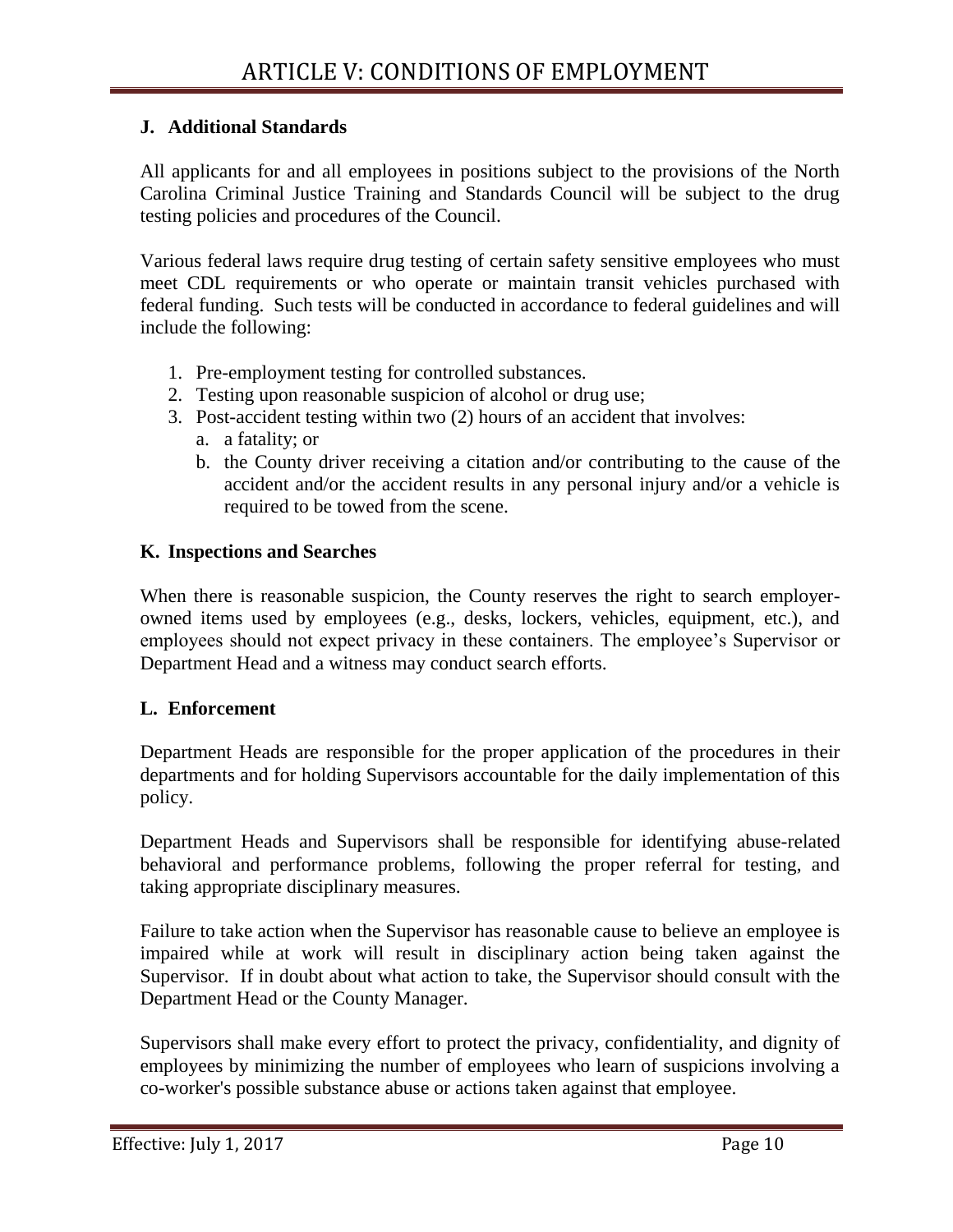### J. Additional Standards

All applicants for and all employees in positions subject to the provisions of the North Carolina Criminal Justice Training and Standards Council will be subject to the drug testing policies and procedures of the Council.

Various federal laws require drug testing of certain safety sensitive employees who must meet CDL requirements or who operate or maintain transit vehicles purchased with federal funding. Such tests will be conducted in accordance to federal guidelines and will include the following:

1. Pre-employment testing for controlled substances.
2. Testing upon reasonable suspicion of alcohol or drug use;
3. Post-accident testing within two (2) hours of an accident that involves:
   a. a fatality; or
   b. the County driver receiving a citation and/or contributing to the cause of the accident and/or the accident results in any personal injury and/or a vehicle is required to be towed from the scene.

### K. Inspections and Searches

When there is reasonable suspicion, the County reserves the right to search employer-owned items used by employees (e.g., desks, lockers, vehicles, equipment, etc.), and employees should not expect privacy in these containers. The employee's Supervisor or Department Head and a witness may conduct search efforts.

### L. Enforcement

Department Heads are responsible for the proper application of the procedures in their departments and for holding Supervisors accountable for the daily implementation of this policy.

Department Heads and Supervisors shall be responsible for identifying abuse-related behavioral and performance problems, following the proper referral for testing, and taking appropriate disciplinary measures.

Failure to take action when the Supervisor has reasonable cause to believe an employee is impaired while at work will result in disciplinary action being taken against the Supervisor. If in doubt about what action to take, the Supervisor should consult with the Department Head or the County Manager.

Supervisors shall make every effort to protect the privacy, confidentiality, and dignity of employees by minimizing the number of employees who learn of suspicions involving a co-worker's possible substance abuse or actions taken against that employee.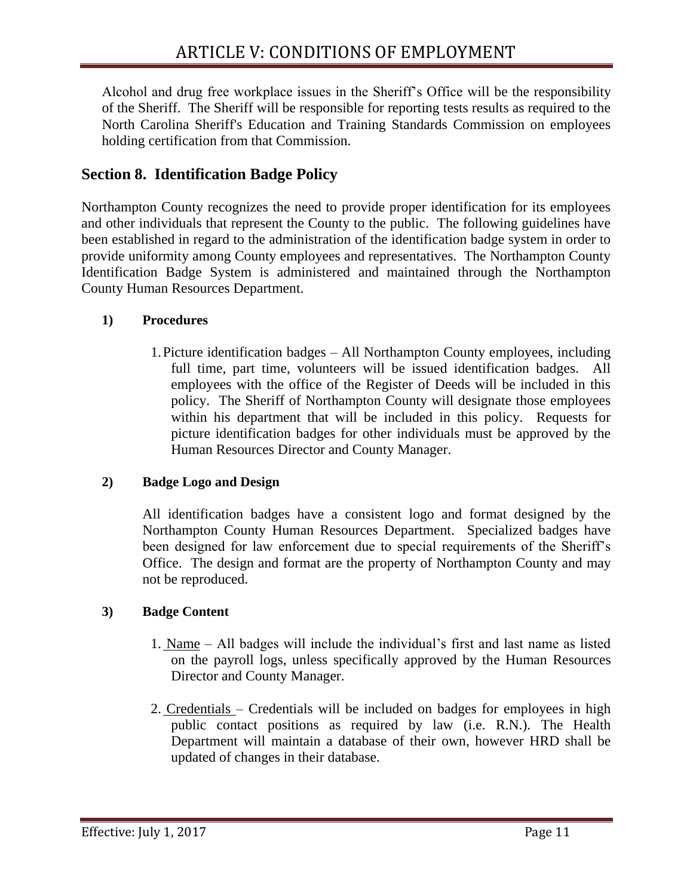Alcohol and drug free workplace issues in the Sheriff's Office will be the responsibility of the Sheriff. The Sheriff will be responsible for reporting tests results as required to the North Carolina Sheriff's Education and Training Standards Commission on employees holding certification from that Commission.

## Section 8. Identification Badge Policy

Northampton County recognizes the need to provide proper identification for its employees and other individuals that represent the County to the public. The following guidelines have been established in regard to the administration of the identification badge system in order to provide uniformity among County employees and representatives. The Northampton County Identification Badge System is administered and maintained through the Northampton County Human Resources Department.

### 1) Procedures

1. Picture identification badges – All Northampton County employees, including full time, part time, volunteers will be issued identification badges. All employees with the office of the Register of Deeds will be included in this policy. The Sheriff of Northampton County will designate those employees within his department that will be included in this policy. Requests for picture identification badges for other individuals must be approved by the Human Resources Director and County Manager.

### 2) Badge Logo and Design

All identification badges have a consistent logo and format designed by the Northampton County Human Resources Department. Specialized badges have been designed for law enforcement due to special requirements of the Sheriff's Office. The design and format are the property of Northampton County and may not be reproduced.

### 3) Badge Content

1. Name – All badges will include the individual's first and last name as listed on the payroll logs, unless specifically approved by the Human Resources Director and County Manager.

2. Credentials – Credentials will be included on badges for employees in high public contact positions as required by law (i.e. R.N.). The Health Department will maintain a database of their own, however HRD shall be updated of changes in their database.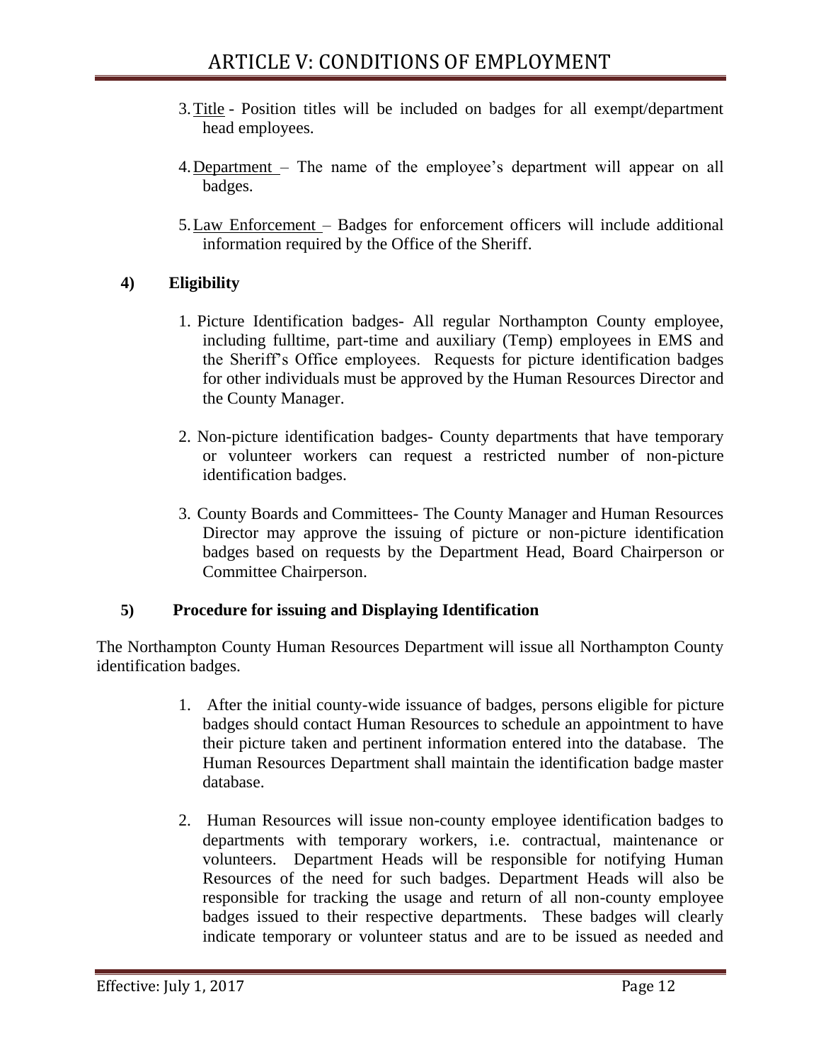3. Title - Position titles will be included on badges for all exempt/department head employees.

4. Department – The name of the employee's department will appear on all badges.

5. Law Enforcement – Badges for enforcement officers will include additional information required by the Office of the Sheriff.

**4) Eligibility**

1. Picture Identification badges- All regular Northampton County employee, including fulltime, part-time and auxiliary (Temp) employees in EMS and the Sheriff's Office employees. Requests for picture identification badges for other individuals must be approved by the Human Resources Director and the County Manager.

2. Non-picture identification badges- County departments that have temporary or volunteer workers can request a restricted number of non-picture identification badges.

3. County Boards and Committees- The County Manager and Human Resources Director may approve the issuing of picture or non-picture identification badges based on requests by the Department Head, Board Chairperson or Committee Chairperson.

**5) Procedure for issuing and Displaying Identification**

The Northampton County Human Resources Department will issue all Northampton County identification badges.

1. After the initial county-wide issuance of badges, persons eligible for picture badges should contact Human Resources to schedule an appointment to have their picture taken and pertinent information entered into the database. The Human Resources Department shall maintain the identification badge master database.

2. Human Resources will issue non-county employee identification badges to departments with temporary workers, i.e. contractual, maintenance or volunteers. Department Heads will be responsible for notifying Human Resources of the need for such badges. Department Heads will also be responsible for tracking the usage and return of all non-county employee badges issued to their respective departments. These badges will clearly indicate temporary or volunteer status and are to be issued as needed and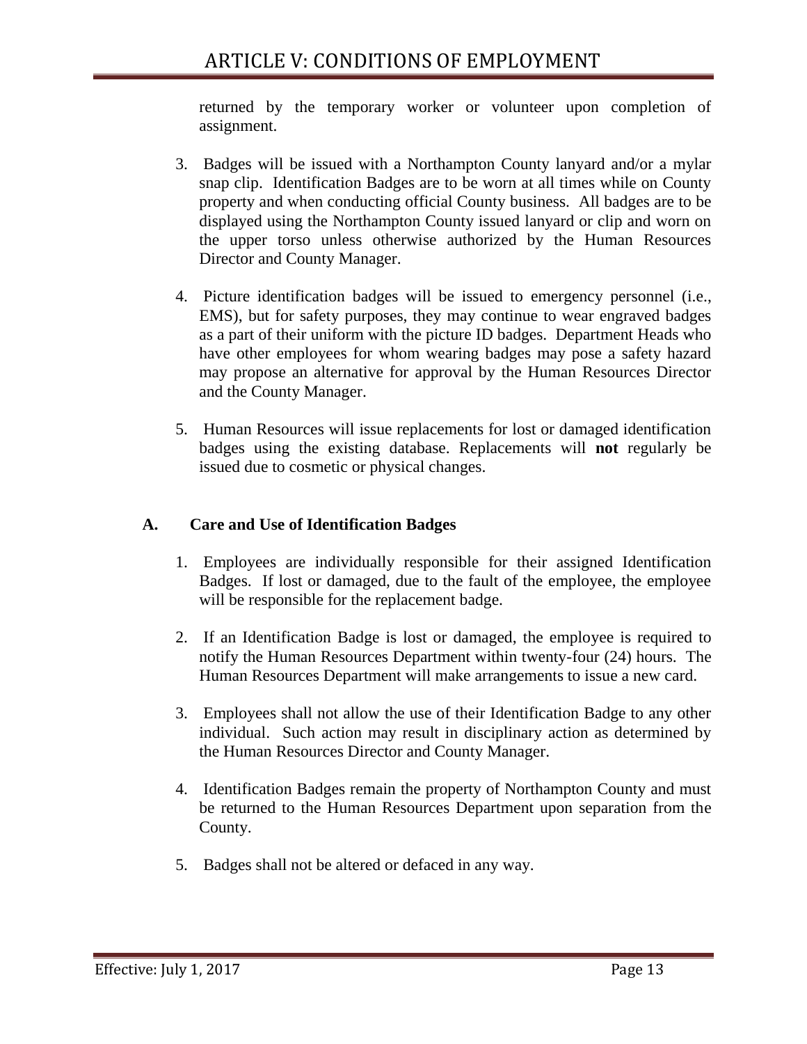returned by the temporary worker or volunteer upon completion of assignment.

3. Badges will be issued with a Northampton County lanyard and/or a mylar snap clip. Identification Badges are to be worn at all times while on County property and when conducting official County business. All badges are to be displayed using the Northampton County issued lanyard or clip and worn on the upper torso unless otherwise authorized by the Human Resources Director and County Manager.

4. Picture identification badges will be issued to emergency personnel (i.e., EMS), but for safety purposes, they may continue to wear engraved badges as a part of their uniform with the picture ID badges. Department Heads who have other employees for whom wearing badges may pose a safety hazard may propose an alternative for approval by the Human Resources Director and the County Manager.

5. Human Resources will issue replacements for lost or damaged identification badges using the existing database. Replacements will **not** regularly be issued due to cosmetic or physical changes.

### A. Care and Use of Identification Badges

1. Employees are individually responsible for their assigned Identification Badges. If lost or damaged, due to the fault of the employee, the employee will be responsible for the replacement badge.

2. If an Identification Badge is lost or damaged, the employee is required to notify the Human Resources Department within twenty-four (24) hours. The Human Resources Department will make arrangements to issue a new card.

3. Employees shall not allow the use of their Identification Badge to any other individual. Such action may result in disciplinary action as determined by the Human Resources Director and County Manager.

4. Identification Badges remain the property of Northampton County and must be returned to the Human Resources Department upon separation from the County.

5. Badges shall not be altered or defaced in any way.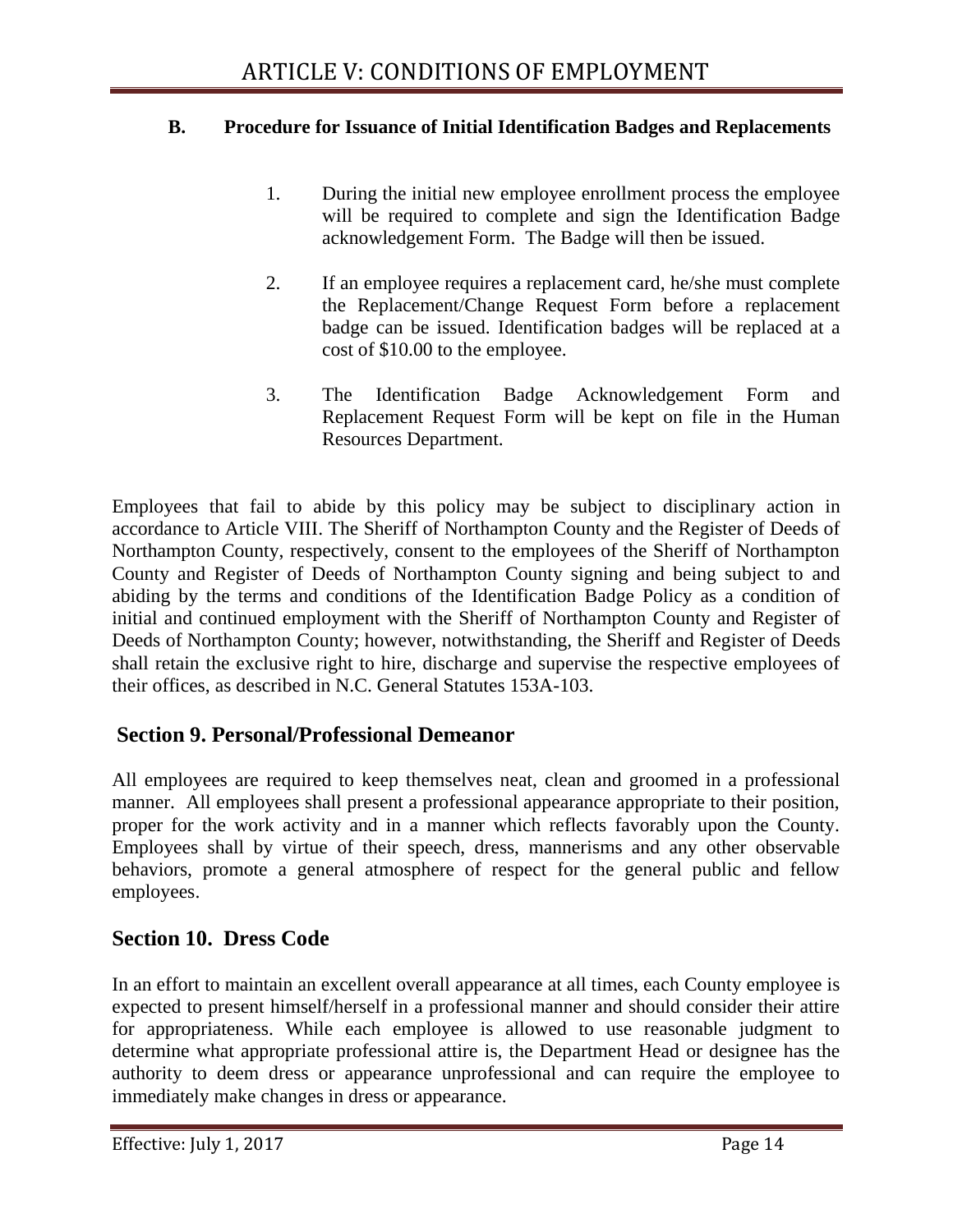### B. Procedure for Issuance of Initial Identification Badges and Replacements

1. During the initial new employee enrollment process the employee will be required to complete and sign the Identification Badge acknowledgement Form. The Badge will then be issued.

2. If an employee requires a replacement card, he/she must complete the Replacement/Change Request Form before a replacement badge can be issued. Identification badges will be replaced at a cost of $10.00 to the employee.

3. The Identification Badge Acknowledgement Form and Replacement Request Form will be kept on file in the Human Resources Department.

Employees that fail to abide by this policy may be subject to disciplinary action in accordance to Article VIII. The Sheriff of Northampton County and the Register of Deeds of Northampton County, respectively, consent to the employees of the Sheriff of Northampton County and Register of Deeds of Northampton County signing and being subject to and abiding by the terms and conditions of the Identification Badge Policy as a condition of initial and continued employment with the Sheriff of Northampton County and Register of Deeds of Northampton County; however, notwithstanding, the Sheriff and Register of Deeds shall retain the exclusive right to hire, discharge and supervise the respective employees of their offices, as described in N.C. General Statutes 153A-103.

## Section 9. Personal/Professional Demeanor

All employees are required to keep themselves neat, clean and groomed in a professional manner. All employees shall present a professional appearance appropriate to their position, proper for the work activity and in a manner which reflects favorably upon the County. Employees shall by virtue of their speech, dress, mannerisms and any other observable behaviors, promote a general atmosphere of respect for the general public and fellow employees.

## Section 10. Dress Code

In an effort to maintain an excellent overall appearance at all times, each County employee is expected to present himself/herself in a professional manner and should consider their attire for appropriateness. While each employee is allowed to use reasonable judgment to determine what appropriate professional attire is, the Department Head or designee has the authority to deem dress or appearance unprofessional and can require the employee to immediately make changes in dress or appearance.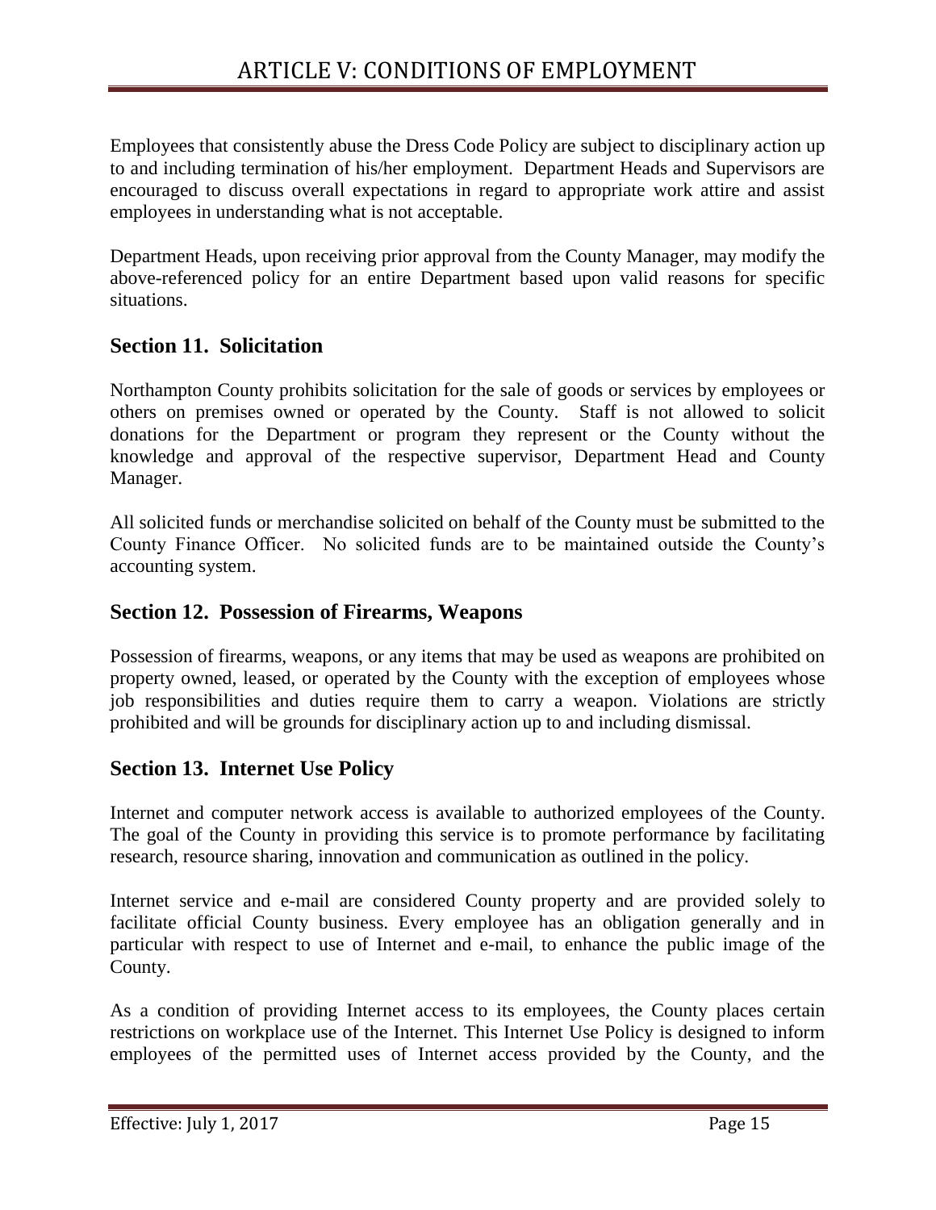Employees that consistently abuse the Dress Code Policy are subject to disciplinary action up to and including termination of his/her employment. Department Heads and Supervisors are encouraged to discuss overall expectations in regard to appropriate work attire and assist employees in understanding what is not acceptable.

Department Heads, upon receiving prior approval from the County Manager, may modify the above-referenced policy for an entire Department based upon valid reasons for specific situations.

## Section 11. Solicitation

Northampton County prohibits solicitation for the sale of goods or services by employees or others on premises owned or operated by the County. Staff is not allowed to solicit donations for the Department or program they represent or the County without the knowledge and approval of the respective supervisor, Department Head and County Manager.

All solicited funds or merchandise solicited on behalf of the County must be submitted to the County Finance Officer. No solicited funds are to be maintained outside the County's accounting system.

## Section 12. Possession of Firearms, Weapons

Possession of firearms, weapons, or any items that may be used as weapons are prohibited on property owned, leased, or operated by the County with the exception of employees whose job responsibilities and duties require them to carry a weapon. Violations are strictly prohibited and will be grounds for disciplinary action up to and including dismissal.

## Section 13. Internet Use Policy

Internet and computer network access is available to authorized employees of the County. The goal of the County in providing this service is to promote performance by facilitating research, resource sharing, innovation and communication as outlined in the policy.

Internet service and e-mail are considered County property and are provided solely to facilitate official County business. Every employee has an obligation generally and in particular with respect to use of Internet and e-mail, to enhance the public image of the County.

As a condition of providing Internet access to its employees, the County places certain restrictions on workplace use of the Internet. This Internet Use Policy is designed to inform employees of the permitted uses of Internet access provided by the County, and the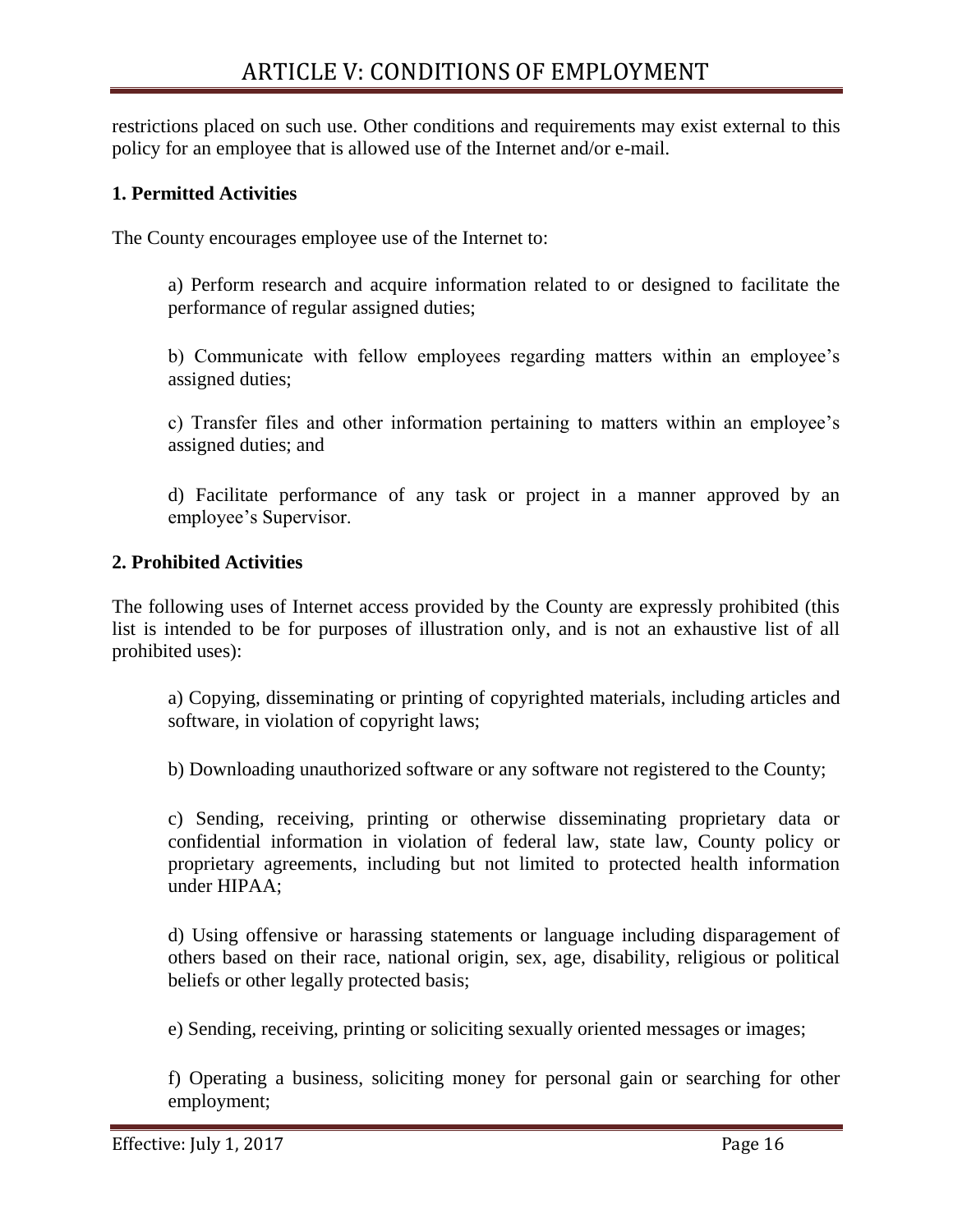restrictions placed on such use. Other conditions and requirements may exist external to this policy for an employee that is allowed use of the Internet and/or e-mail.

**1. Permitted Activities**

The County encourages employee use of the Internet to:

a) Perform research and acquire information related to or designed to facilitate the performance of regular assigned duties;

b) Communicate with fellow employees regarding matters within an employee's assigned duties;

c) Transfer files and other information pertaining to matters within an employee's assigned duties; and

d) Facilitate performance of any task or project in a manner approved by an employee's Supervisor.

**2. Prohibited Activities**

The following uses of Internet access provided by the County are expressly prohibited (this list is intended to be for purposes of illustration only, and is not an exhaustive list of all prohibited uses):

a) Copying, disseminating or printing of copyrighted materials, including articles and software, in violation of copyright laws;

b) Downloading unauthorized software or any software not registered to the County;

c) Sending, receiving, printing or otherwise disseminating proprietary data or confidential information in violation of federal law, state law, County policy or proprietary agreements, including but not limited to protected health information under HIPAA;

d) Using offensive or harassing statements or language including disparagement of others based on their race, national origin, sex, age, disability, religious or political beliefs or other legally protected basis;

e) Sending, receiving, printing or soliciting sexually oriented messages or images;

f) Operating a business, soliciting money for personal gain or searching for other employment;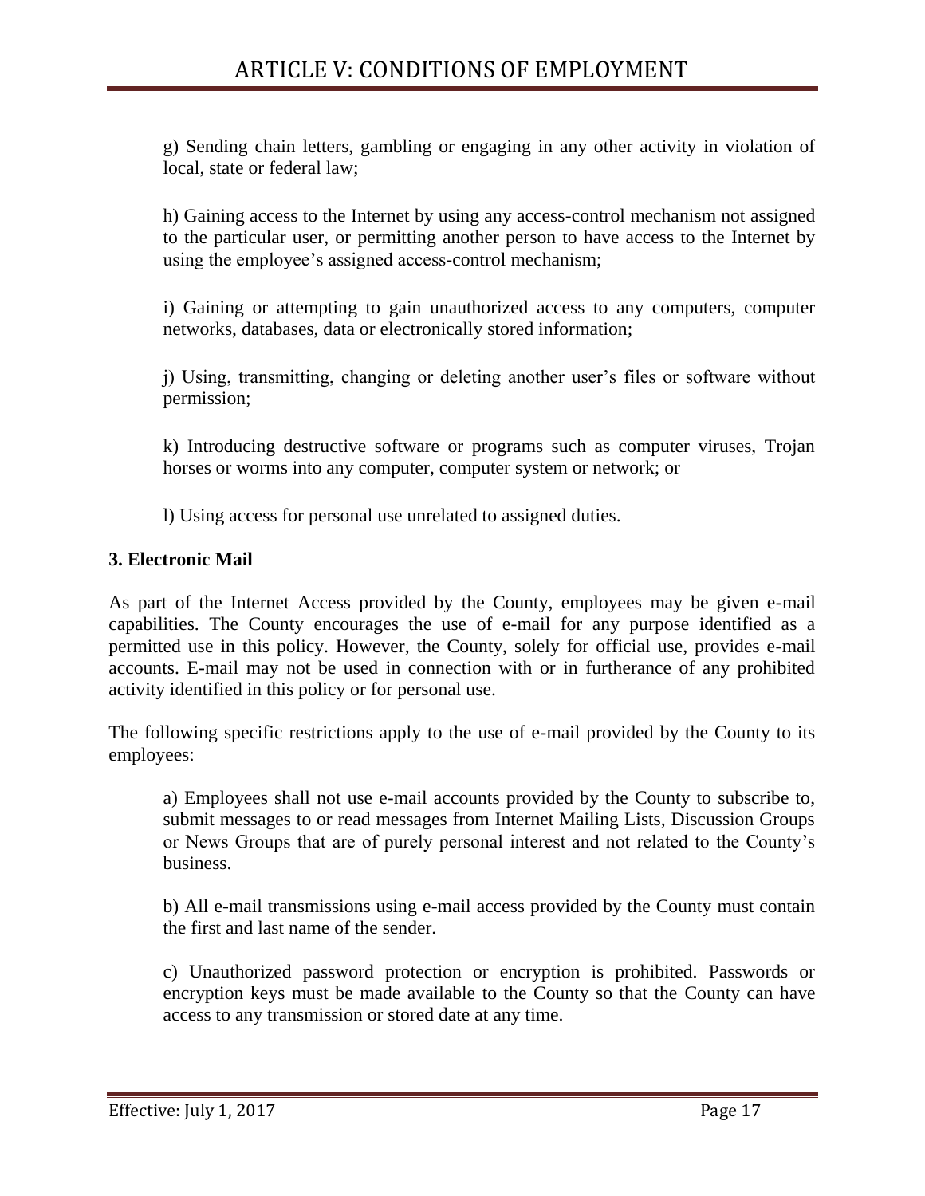g) Sending chain letters, gambling or engaging in any other activity in violation of local, state or federal law;

h) Gaining access to the Internet by using any access-control mechanism not assigned to the particular user, or permitting another person to have access to the Internet by using the employee's assigned access-control mechanism;

i) Gaining or attempting to gain unauthorized access to any computers, computer networks, databases, data or electronically stored information;

j) Using, transmitting, changing or deleting another user's files or software without permission;

k) Introducing destructive software or programs such as computer viruses, Trojan horses or worms into any computer, computer system or network; or

l) Using access for personal use unrelated to assigned duties.

**3. Electronic Mail**

As part of the Internet Access provided by the County, employees may be given e-mail capabilities. The County encourages the use of e-mail for any purpose identified as a permitted use in this policy. However, the County, solely for official use, provides e-mail accounts. E-mail may not be used in connection with or in furtherance of any prohibited activity identified in this policy or for personal use.

The following specific restrictions apply to the use of e-mail provided by the County to its employees:

a) Employees shall not use e-mail accounts provided by the County to subscribe to, submit messages to or read messages from Internet Mailing Lists, Discussion Groups or News Groups that are of purely personal interest and not related to the County's business.

b) All e-mail transmissions using e-mail access provided by the County must contain the first and last name of the sender.

c) Unauthorized password protection or encryption is prohibited. Passwords or encryption keys must be made available to the County so that the County can have access to any transmission or stored date at any time.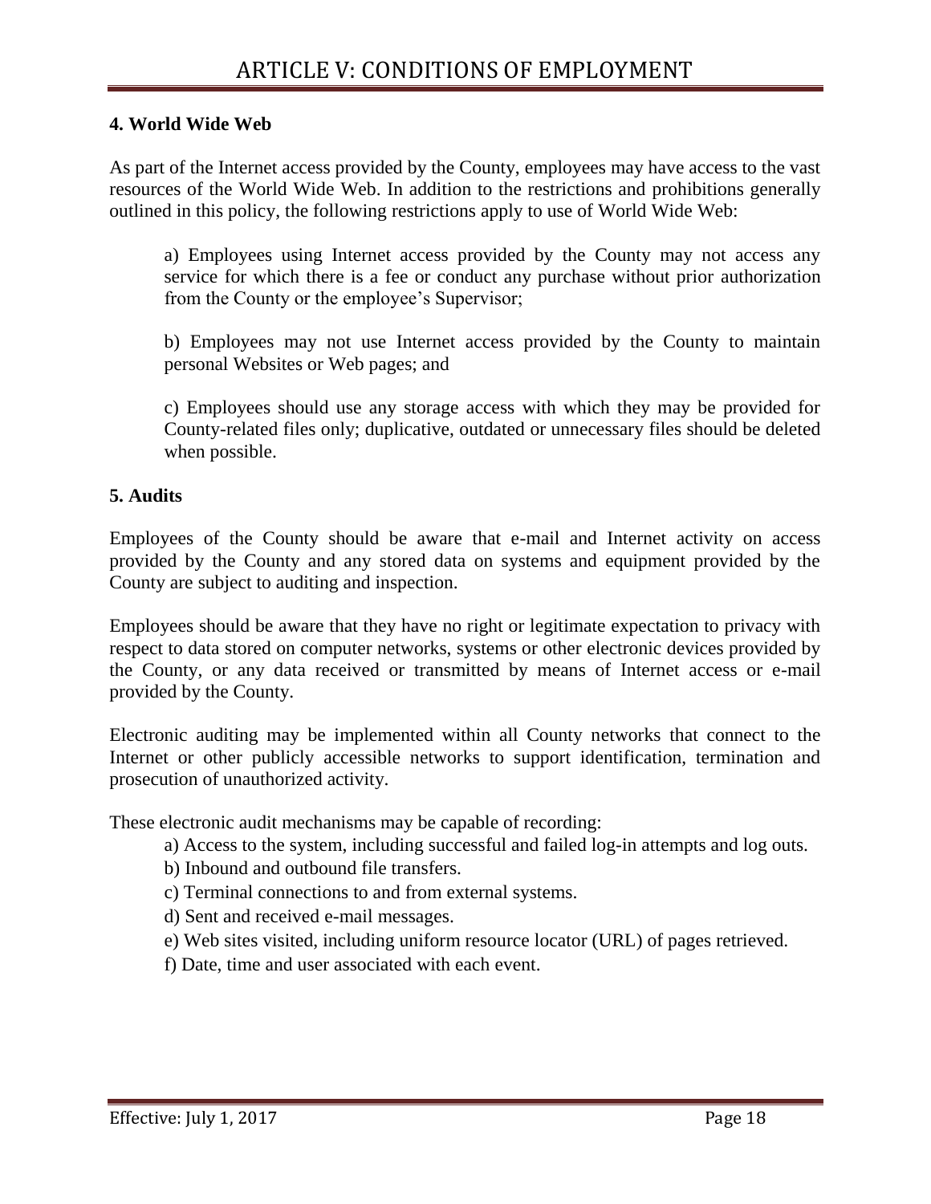#### 4. World Wide Web

As part of the Internet access provided by the County, employees may have access to the vast resources of the World Wide Web. In addition to the restrictions and prohibitions generally outlined in this policy, the following restrictions apply to use of World Wide Web:

a) Employees using Internet access provided by the County may not access any service for which there is a fee or conduct any purchase without prior authorization from the County or the employee's Supervisor;

b) Employees may not use Internet access provided by the County to maintain personal Websites or Web pages; and

c) Employees should use any storage access with which they may be provided for County-related files only; duplicative, outdated or unnecessary files should be deleted when possible.

#### 5. Audits

Employees of the County should be aware that e-mail and Internet activity on access provided by the County and any stored data on systems and equipment provided by the County are subject to auditing and inspection.

Employees should be aware that they have no right or legitimate expectation to privacy with respect to data stored on computer networks, systems or other electronic devices provided by the County, or any data received or transmitted by means of Internet access or e-mail provided by the County.

Electronic auditing may be implemented within all County networks that connect to the Internet or other publicly accessible networks to support identification, termination and prosecution of unauthorized activity.

These electronic audit mechanisms may be capable of recording:

a) Access to the system, including successful and failed log-in attempts and log outs.
b) Inbound and outbound file transfers.
c) Terminal connections to and from external systems.
d) Sent and received e-mail messages.
e) Web sites visited, including uniform resource locator (URL) of pages retrieved.
f) Date, time and user associated with each event.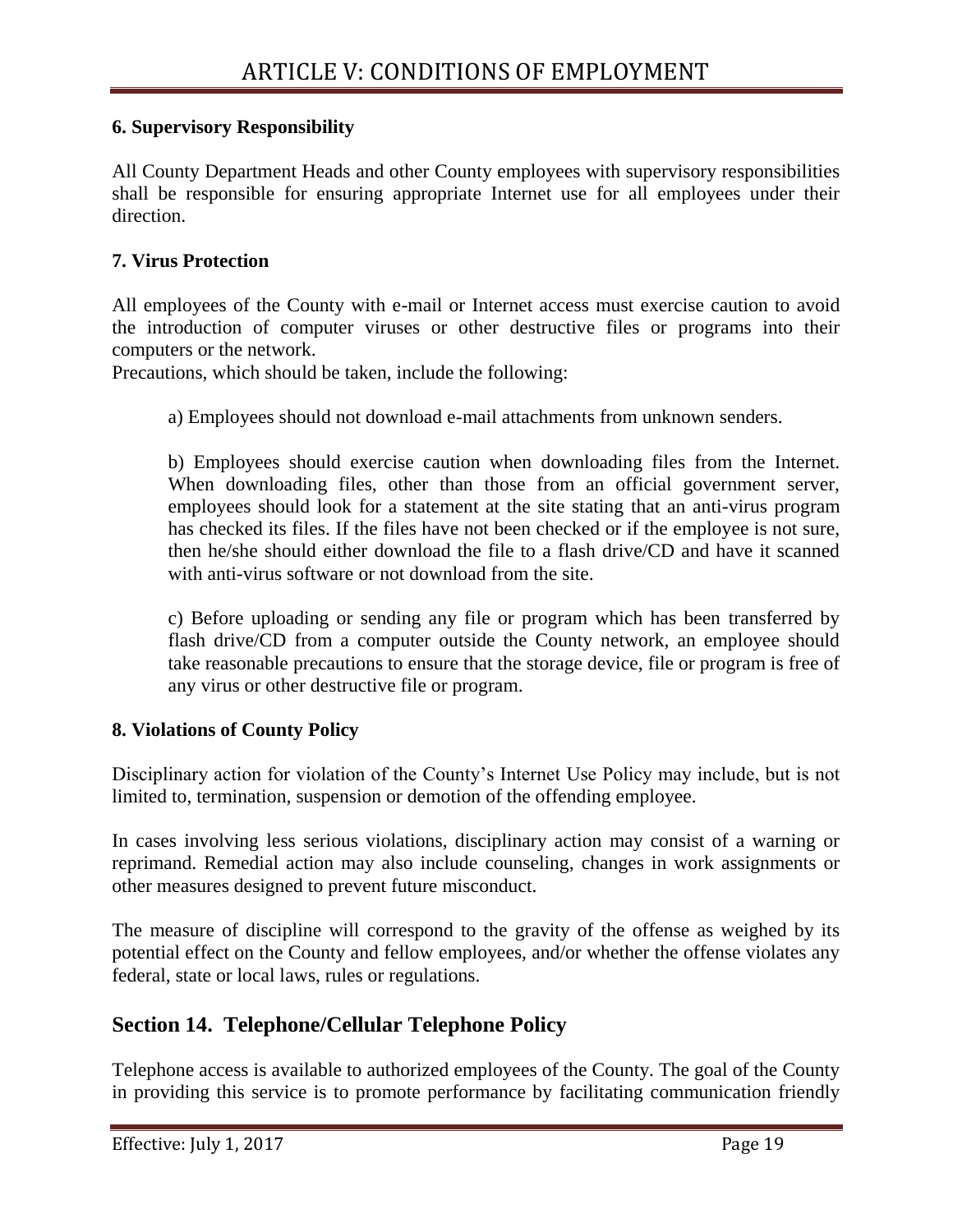**6. Supervisory Responsibility**

All County Department Heads and other County employees with supervisory responsibilities shall be responsible for ensuring appropriate Internet use for all employees under their direction.

**7. Virus Protection**

All employees of the County with e-mail or Internet access must exercise caution to avoid the introduction of computer viruses or other destructive files or programs into their computers or the network.
Precautions, which should be taken, include the following:

a) Employees should not download e-mail attachments from unknown senders.

b) Employees should exercise caution when downloading files from the Internet. When downloading files, other than those from an official government server, employees should look for a statement at the site stating that an anti-virus program has checked its files. If the files have not been checked or if the employee is not sure, then he/she should either download the file to a flash drive/CD and have it scanned with anti-virus software or not download from the site.

c) Before uploading or sending any file or program which has been transferred by flash drive/CD from a computer outside the County network, an employee should take reasonable precautions to ensure that the storage device, file or program is free of any virus or other destructive file or program.

**8. Violations of County Policy**

Disciplinary action for violation of the County's Internet Use Policy may include, but is not limited to, termination, suspension or demotion of the offending employee.

In cases involving less serious violations, disciplinary action may consist of a warning or reprimand. Remedial action may also include counseling, changes in work assignments or other measures designed to prevent future misconduct.

The measure of discipline will correspond to the gravity of the offense as weighed by its potential effect on the County and fellow employees, and/or whether the offense violates any federal, state or local laws, rules or regulations.

## Section 14. Telephone/Cellular Telephone Policy

Telephone access is available to authorized employees of the County. The goal of the County in providing this service is to promote performance by facilitating communication friendly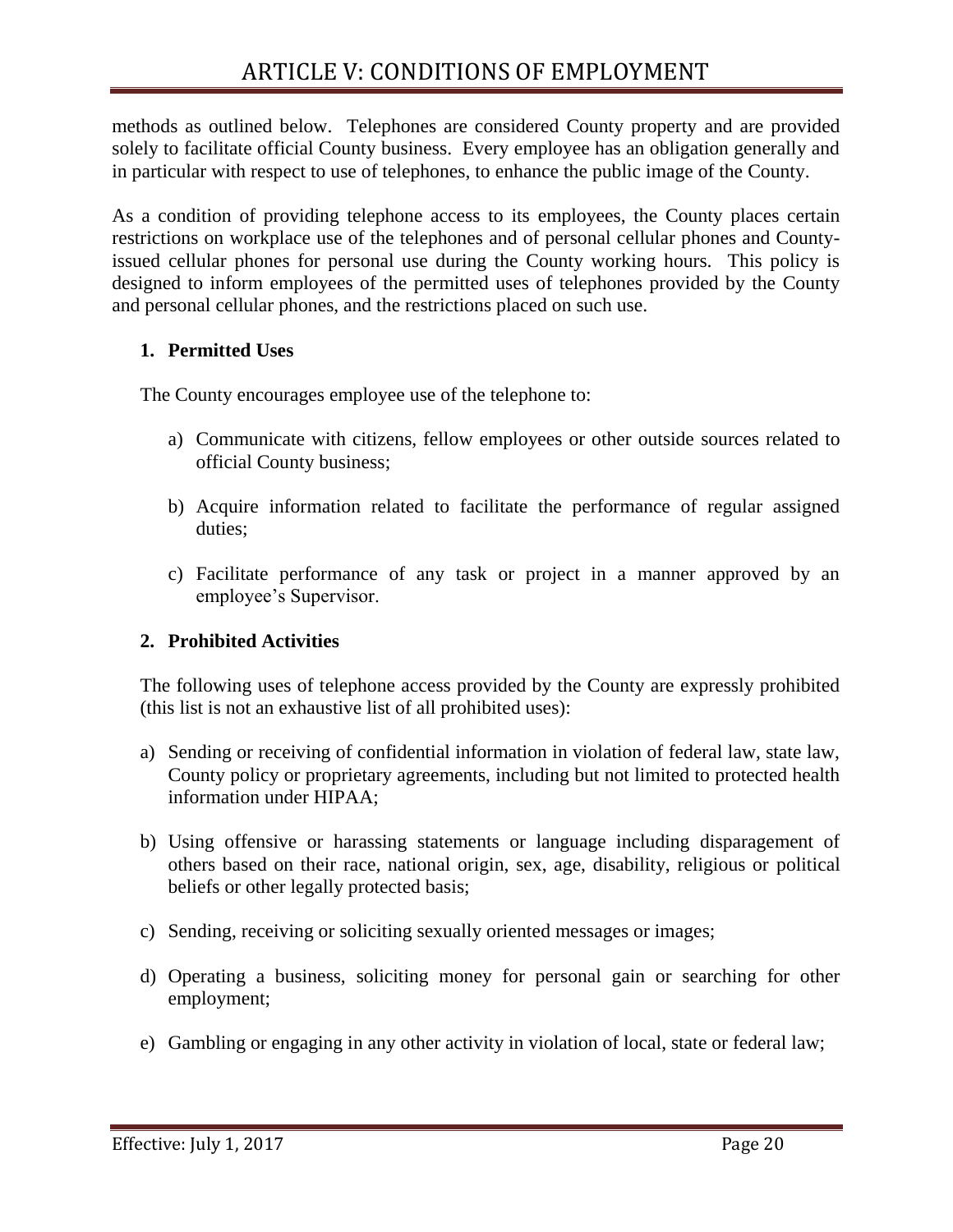methods as outlined below. Telephones are considered County property and are provided solely to facilitate official County business. Every employee has an obligation generally and in particular with respect to use of telephones, to enhance the public image of the County.

As a condition of providing telephone access to its employees, the County places certain restrictions on workplace use of the telephones and of personal cellular phones and County-issued cellular phones for personal use during the County working hours. This policy is designed to inform employees of the permitted uses of telephones provided by the County and personal cellular phones, and the restrictions placed on such use.

**1. Permitted Uses**

The County encourages employee use of the telephone to:

a) Communicate with citizens, fellow employees or other outside sources related to official County business;

b) Acquire information related to facilitate the performance of regular assigned duties;

c) Facilitate performance of any task or project in a manner approved by an employee's Supervisor.

**2. Prohibited Activities**

The following uses of telephone access provided by the County are expressly prohibited (this list is not an exhaustive list of all prohibited uses):

a) Sending or receiving of confidential information in violation of federal law, state law, County policy or proprietary agreements, including but not limited to protected health information under HIPAA;

b) Using offensive or harassing statements or language including disparagement of others based on their race, national origin, sex, age, disability, religious or political beliefs or other legally protected basis;

c) Sending, receiving or soliciting sexually oriented messages or images;

d) Operating a business, soliciting money for personal gain or searching for other employment;

e) Gambling or engaging in any other activity in violation of local, state or federal law;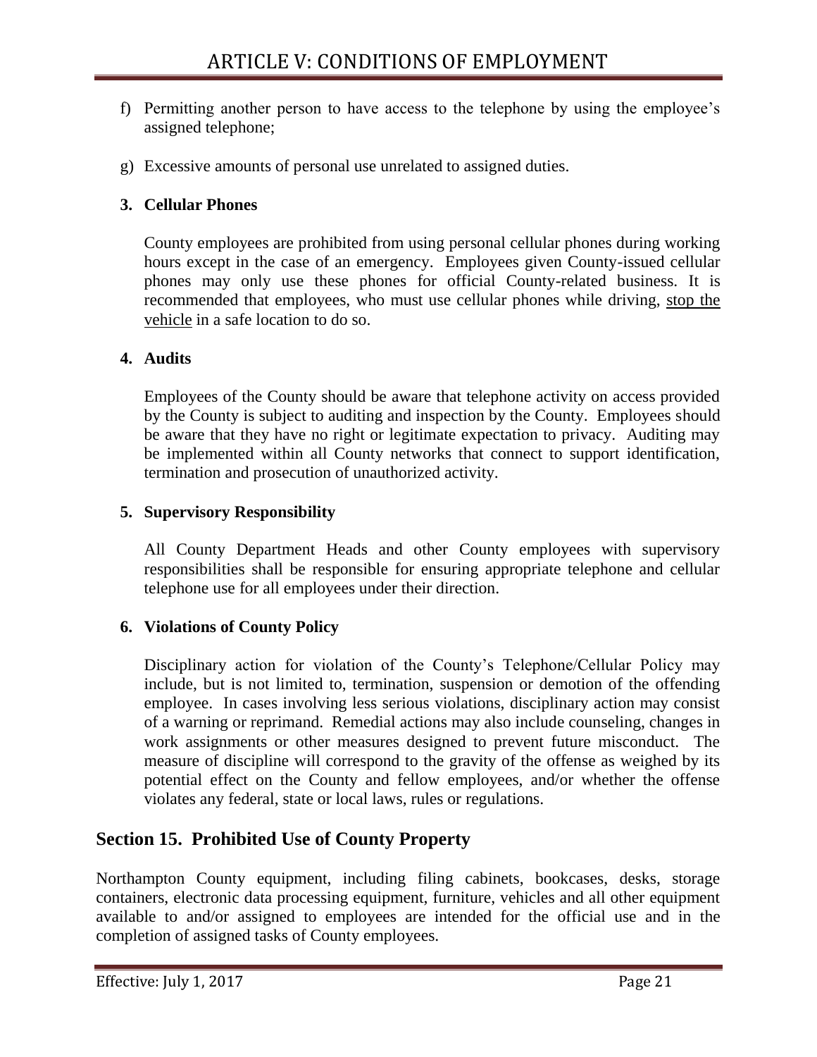f) Permitting another person to have access to the telephone by using the employee's assigned telephone;

g) Excessive amounts of personal use unrelated to assigned duties.

**3. Cellular Phones**

County employees are prohibited from using personal cellular phones during working hours except in the case of an emergency. Employees given County-issued cellular phones may only use these phones for official County-related business. It is recommended that employees, who must use cellular phones while driving, <u>stop the vehicle</u> in a safe location to do so.

**4. Audits**

Employees of the County should be aware that telephone activity on access provided by the County is subject to auditing and inspection by the County. Employees should be aware that they have no right or legitimate expectation to privacy. Auditing may be implemented within all County networks that connect to support identification, termination and prosecution of unauthorized activity.

**5. Supervisory Responsibility**

All County Department Heads and other County employees with supervisory responsibilities shall be responsible for ensuring appropriate telephone and cellular telephone use for all employees under their direction.

**6. Violations of County Policy**

Disciplinary action for violation of the County's Telephone/Cellular Policy may include, but is not limited to, termination, suspension or demotion of the offending employee. In cases involving less serious violations, disciplinary action may consist of a warning or reprimand. Remedial actions may also include counseling, changes in work assignments or other measures designed to prevent future misconduct. The measure of discipline will correspond to the gravity of the offense as weighed by its potential effect on the County and fellow employees, and/or whether the offense violates any federal, state or local laws, rules or regulations.

## Section 15. Prohibited Use of County Property

Northampton County equipment, including filing cabinets, bookcases, desks, storage containers, electronic data processing equipment, furniture, vehicles and all other equipment available to and/or assigned to employees are intended for the official use and in the completion of assigned tasks of County employees.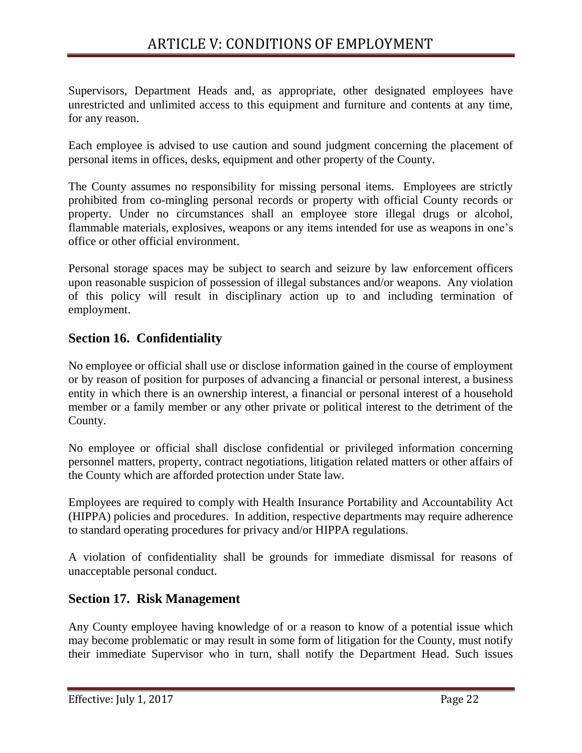Supervisors, Department Heads and, as appropriate, other designated employees have unrestricted and unlimited access to this equipment and furniture and contents at any time, for any reason.

Each employee is advised to use caution and sound judgment concerning the placement of personal items in offices, desks, equipment and other property of the County.

The County assumes no responsibility for missing personal items. Employees are strictly prohibited from co-mingling personal records or property with official County records or property. Under no circumstances shall an employee store illegal drugs or alcohol, flammable materials, explosives, weapons or any items intended for use as weapons in one's office or other official environment.

Personal storage spaces may be subject to search and seizure by law enforcement officers upon reasonable suspicion of possession of illegal substances and/or weapons. Any violation of this policy will result in disciplinary action up to and including termination of employment.

## Section 16. Confidentiality

No employee or official shall use or disclose information gained in the course of employment or by reason of position for purposes of advancing a financial or personal interest, a business entity in which there is an ownership interest, a financial or personal interest of a household member or a family member or any other private or political interest to the detriment of the County.

No employee or official shall disclose confidential or privileged information concerning personnel matters, property, contract negotiations, litigation related matters or other affairs of the County which are afforded protection under State law.

Employees are required to comply with Health Insurance Portability and Accountability Act (HIPPA) policies and procedures. In addition, respective departments may require adherence to standard operating procedures for privacy and/or HIPPA regulations.

A violation of confidentiality shall be grounds for immediate dismissal for reasons of unacceptable personal conduct.

## Section 17. Risk Management

Any County employee having knowledge of or a reason to know of a potential issue which may become problematic or may result in some form of litigation for the County, must notify their immediate Supervisor who in turn, shall notify the Department Head. Such issues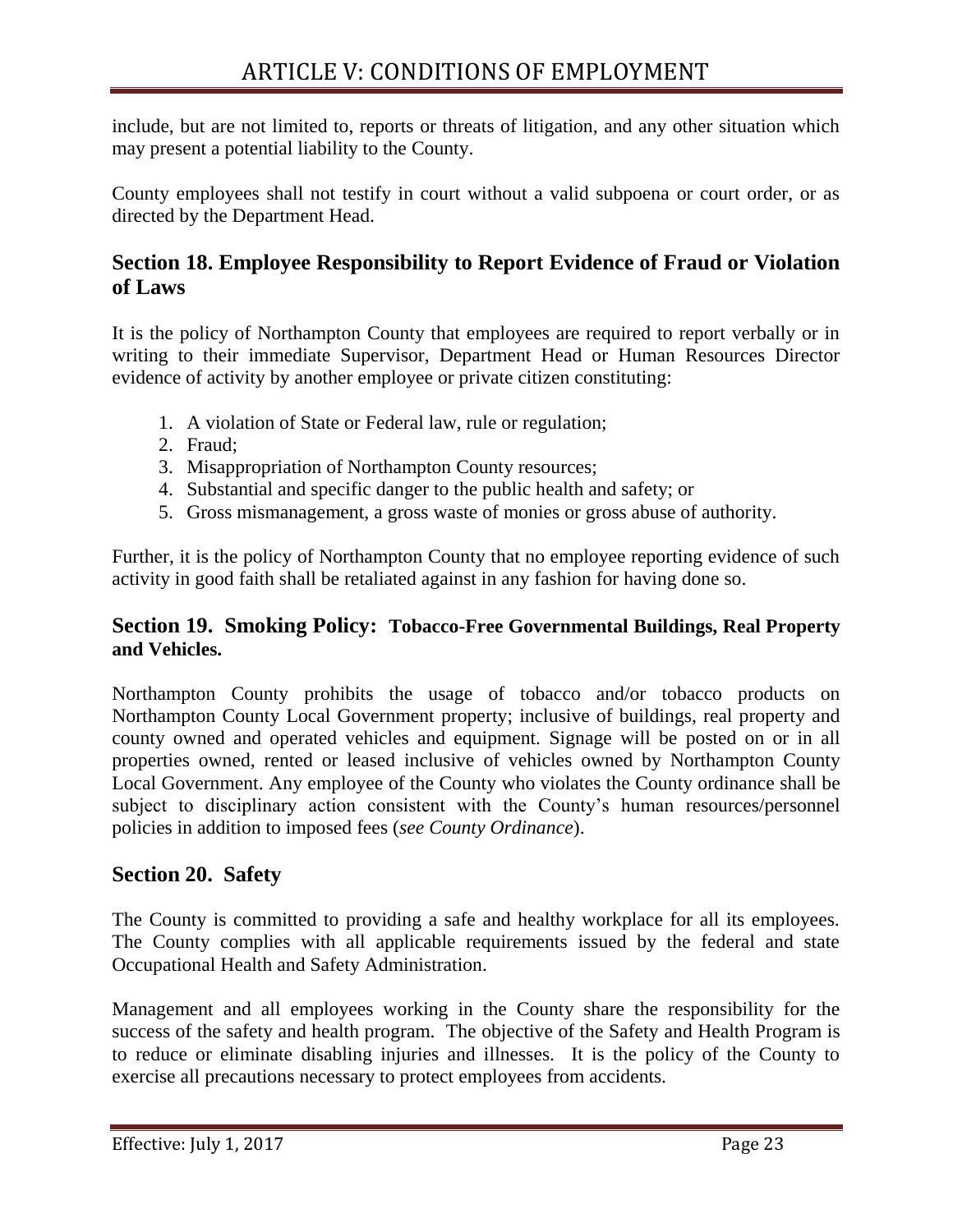include, but are not limited to, reports or threats of litigation, and any other situation which may present a potential liability to the County.

County employees shall not testify in court without a valid subpoena or court order, or as directed by the Department Head.

## Section 18. Employee Responsibility to Report Evidence of Fraud or Violation of Laws

It is the policy of Northampton County that employees are required to report verbally or in writing to their immediate Supervisor, Department Head or Human Resources Director evidence of activity by another employee or private citizen constituting:

1. A violation of State or Federal law, rule or regulation;
2. Fraud;
3. Misappropriation of Northampton County resources;
4. Substantial and specific danger to the public health and safety; or
5. Gross mismanagement, a gross waste of monies or gross abuse of authority.

Further, it is the policy of Northampton County that no employee reporting evidence of such activity in good faith shall be retaliated against in any fashion for having done so.

## Section 19. Smoking Policy: Tobacco-Free Governmental Buildings, Real Property and Vehicles.

Northampton County prohibits the usage of tobacco and/or tobacco products on Northampton County Local Government property; inclusive of buildings, real property and county owned and operated vehicles and equipment. Signage will be posted on or in all properties owned, rented or leased inclusive of vehicles owned by Northampton County Local Government. Any employee of the County who violates the County ordinance shall be subject to disciplinary action consistent with the County's human resources/personnel policies in addition to imposed fees (*see County Ordinance*).

## Section 20. Safety

The County is committed to providing a safe and healthy workplace for all its employees. The County complies with all applicable requirements issued by the federal and state Occupational Health and Safety Administration.

Management and all employees working in the County share the responsibility for the success of the safety and health program. The objective of the Safety and Health Program is to reduce or eliminate disabling injuries and illnesses. It is the policy of the County to exercise all precautions necessary to protect employees from accidents.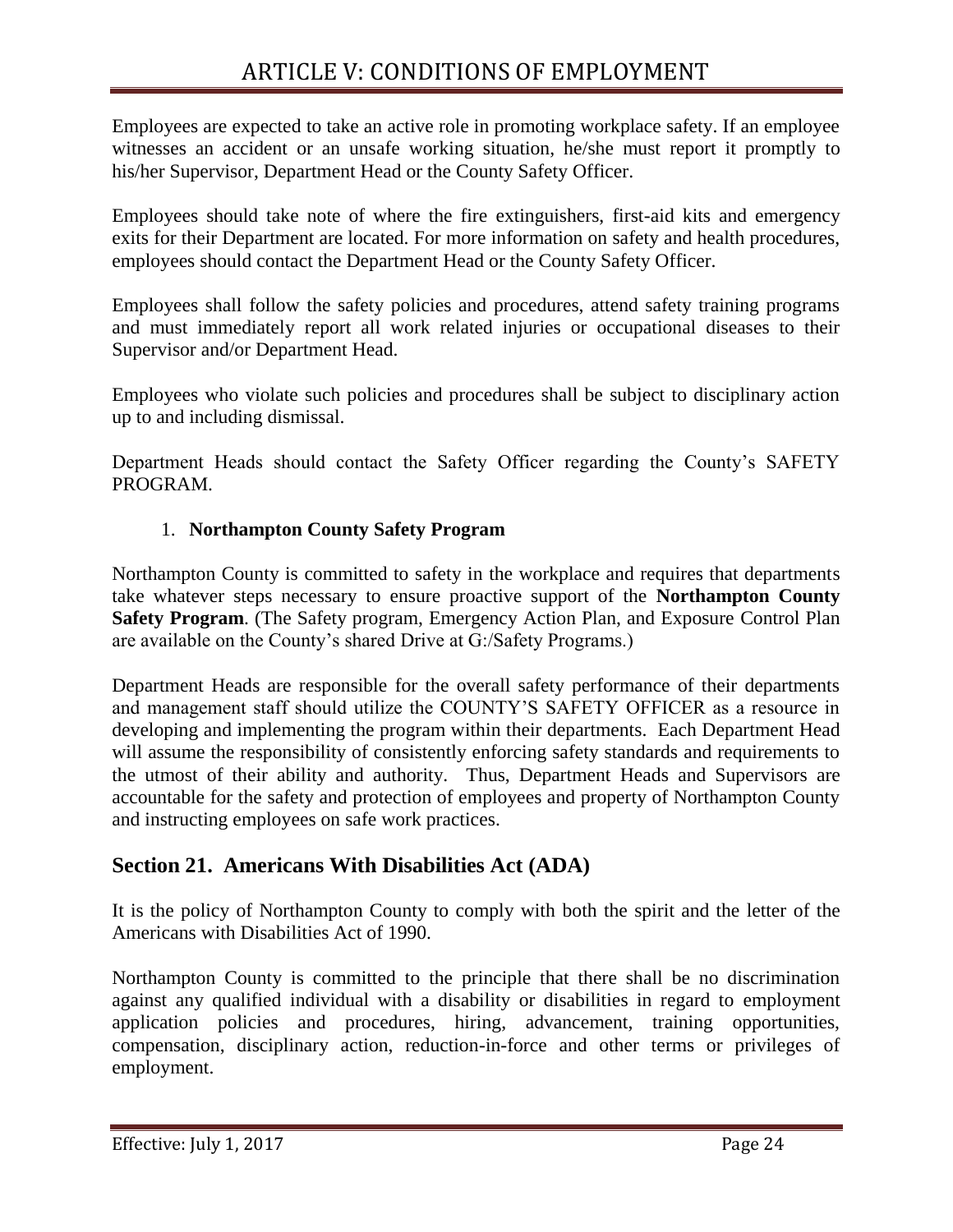Employees are expected to take an active role in promoting workplace safety. If an employee witnesses an accident or an unsafe working situation, he/she must report it promptly to his/her Supervisor, Department Head or the County Safety Officer.

Employees should take note of where the fire extinguishers, first-aid kits and emergency exits for their Department are located. For more information on safety and health procedures, employees should contact the Department Head or the County Safety Officer.

Employees shall follow the safety policies and procedures, attend safety training programs and must immediately report all work related injuries or occupational diseases to their Supervisor and/or Department Head.

Employees who violate such policies and procedures shall be subject to disciplinary action up to and including dismissal.

Department Heads should contact the Safety Officer regarding the County's SAFETY PROGRAM.

1. **Northampton County Safety Program**

Northampton County is committed to safety in the workplace and requires that departments take whatever steps necessary to ensure proactive support of the **Northampton County Safety Program**. (The Safety program, Emergency Action Plan, and Exposure Control Plan are available on the County's shared Drive at G:/Safety Programs.)

Department Heads are responsible for the overall safety performance of their departments and management staff should utilize the COUNTY'S SAFETY OFFICER as a resource in developing and implementing the program within their departments. Each Department Head will assume the responsibility of consistently enforcing safety standards and requirements to the utmost of their ability and authority. Thus, Department Heads and Supervisors are accountable for the safety and protection of employees and property of Northampton County and instructing employees on safe work practices.

## Section 21. Americans With Disabilities Act (ADA)

It is the policy of Northampton County to comply with both the spirit and the letter of the Americans with Disabilities Act of 1990.

Northampton County is committed to the principle that there shall be no discrimination against any qualified individual with a disability or disabilities in regard to employment application policies and procedures, hiring, advancement, training opportunities, compensation, disciplinary action, reduction-in-force and other terms or privileges of employment.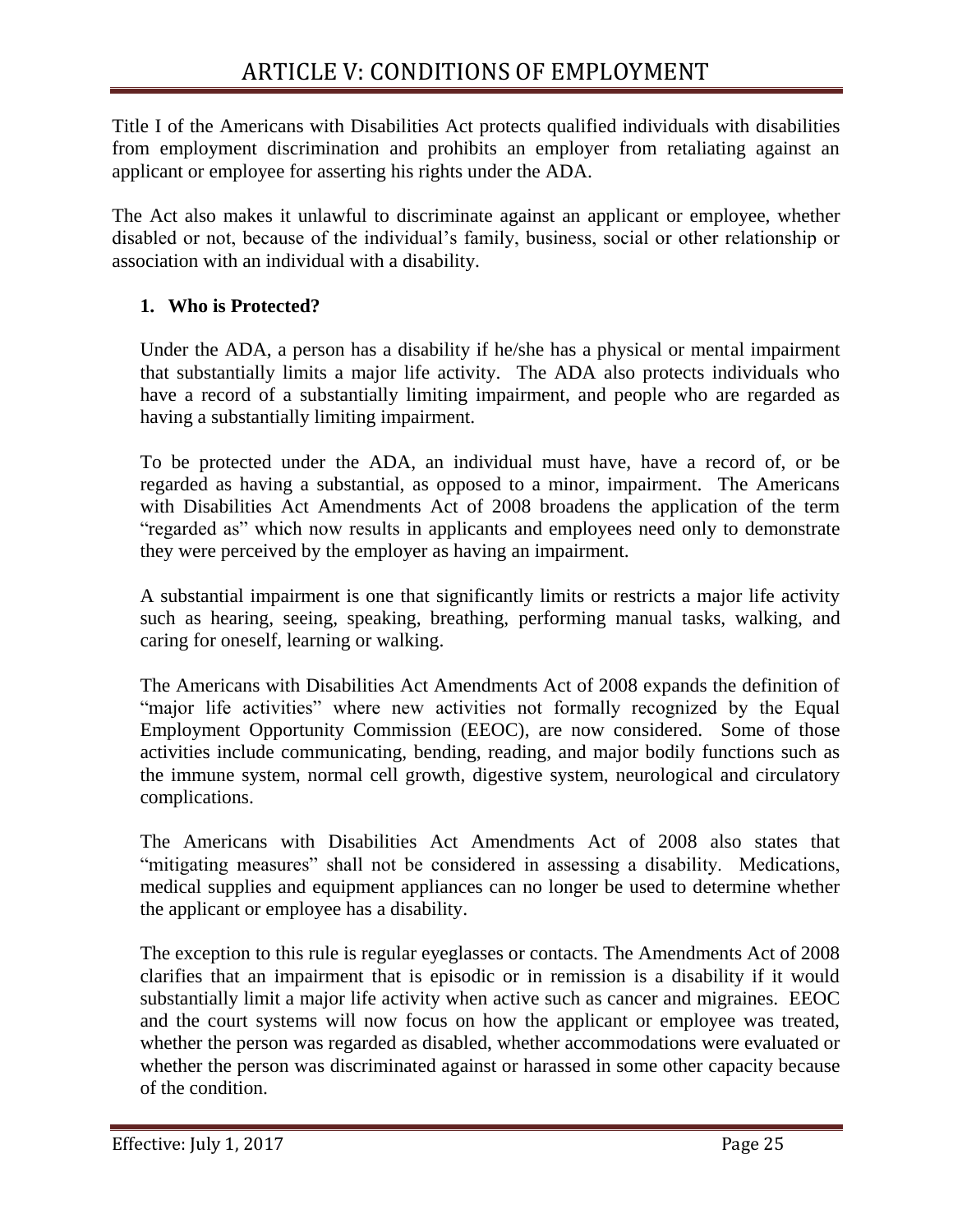# ARTICLE V: CONDITIONS OF EMPLOYMENT

Title I of the Americans with Disabilities Act protects qualified individuals with disabilities from employment discrimination and prohibits an employer from retaliating against an applicant or employee for asserting his rights under the ADA.

The Act also makes it unlawful to discriminate against an applicant or employee, whether disabled or not, because of the individual's family, business, social or other relationship or association with an individual with a disability.

**1. Who is Protected?**

Under the ADA, a person has a disability if he/she has a physical or mental impairment that substantially limits a major life activity. The ADA also protects individuals who have a record of a substantially limiting impairment, and people who are regarded as having a substantially limiting impairment.

To be protected under the ADA, an individual must have, have a record of, or be regarded as having a substantial, as opposed to a minor, impairment. The Americans with Disabilities Act Amendments Act of 2008 broadens the application of the term "regarded as" which now results in applicants and employees need only to demonstrate they were perceived by the employer as having an impairment.

A substantial impairment is one that significantly limits or restricts a major life activity such as hearing, seeing, speaking, breathing, performing manual tasks, walking, and caring for oneself, learning or walking.

The Americans with Disabilities Act Amendments Act of 2008 expands the definition of "major life activities" where new activities not formally recognized by the Equal Employment Opportunity Commission (EEOC), are now considered. Some of those activities include communicating, bending, reading, and major bodily functions such as the immune system, normal cell growth, digestive system, neurological and circulatory complications.

The Americans with Disabilities Act Amendments Act of 2008 also states that "mitigating measures" shall not be considered in assessing a disability. Medications, medical supplies and equipment appliances can no longer be used to determine whether the applicant or employee has a disability.

The exception to this rule is regular eyeglasses or contacts. The Amendments Act of 2008 clarifies that an impairment that is episodic or in remission is a disability if it would substantially limit a major life activity when active such as cancer and migraines. EEOC and the court systems will now focus on how the applicant or employee was treated, whether the person was regarded as disabled, whether accommodations were evaluated or whether the person was discriminated against or harassed in some other capacity because of the condition.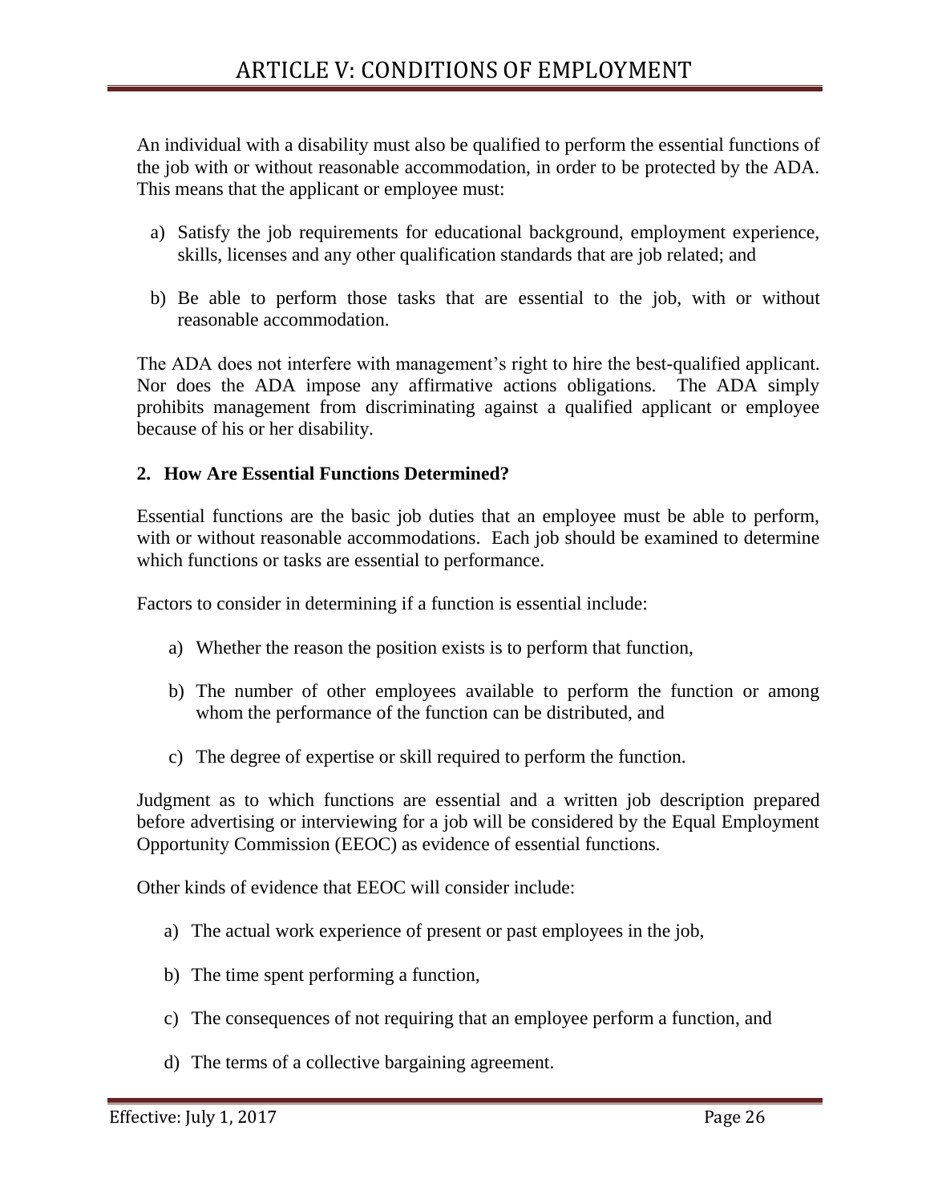An individual with a disability must also be qualified to perform the essential functions of the job with or without reasonable accommodation, in order to be protected by the ADA. This means that the applicant or employee must:

a) Satisfy the job requirements for educational background, employment experience, skills, licenses and any other qualification standards that are job related; and

b) Be able to perform those tasks that are essential to the job, with or without reasonable accommodation.

The ADA does not interfere with management's right to hire the best-qualified applicant. Nor does the ADA impose any affirmative actions obligations. The ADA simply prohibits management from discriminating against a qualified applicant or employee because of his or her disability.

**2. How Are Essential Functions Determined?**

Essential functions are the basic job duties that an employee must be able to perform, with or without reasonable accommodations. Each job should be examined to determine which functions or tasks are essential to performance.

Factors to consider in determining if a function is essential include:

a) Whether the reason the position exists is to perform that function,

b) The number of other employees available to perform the function or among whom the performance of the function can be distributed, and

c) The degree of expertise or skill required to perform the function.

Judgment as to which functions are essential and a written job description prepared before advertising or interviewing for a job will be considered by the Equal Employment Opportunity Commission (EEOC) as evidence of essential functions.

Other kinds of evidence that EEOC will consider include:

a) The actual work experience of present or past employees in the job,

b) The time spent performing a function,

c) The consequences of not requiring that an employee perform a function, and

d) The terms of a collective bargaining agreement.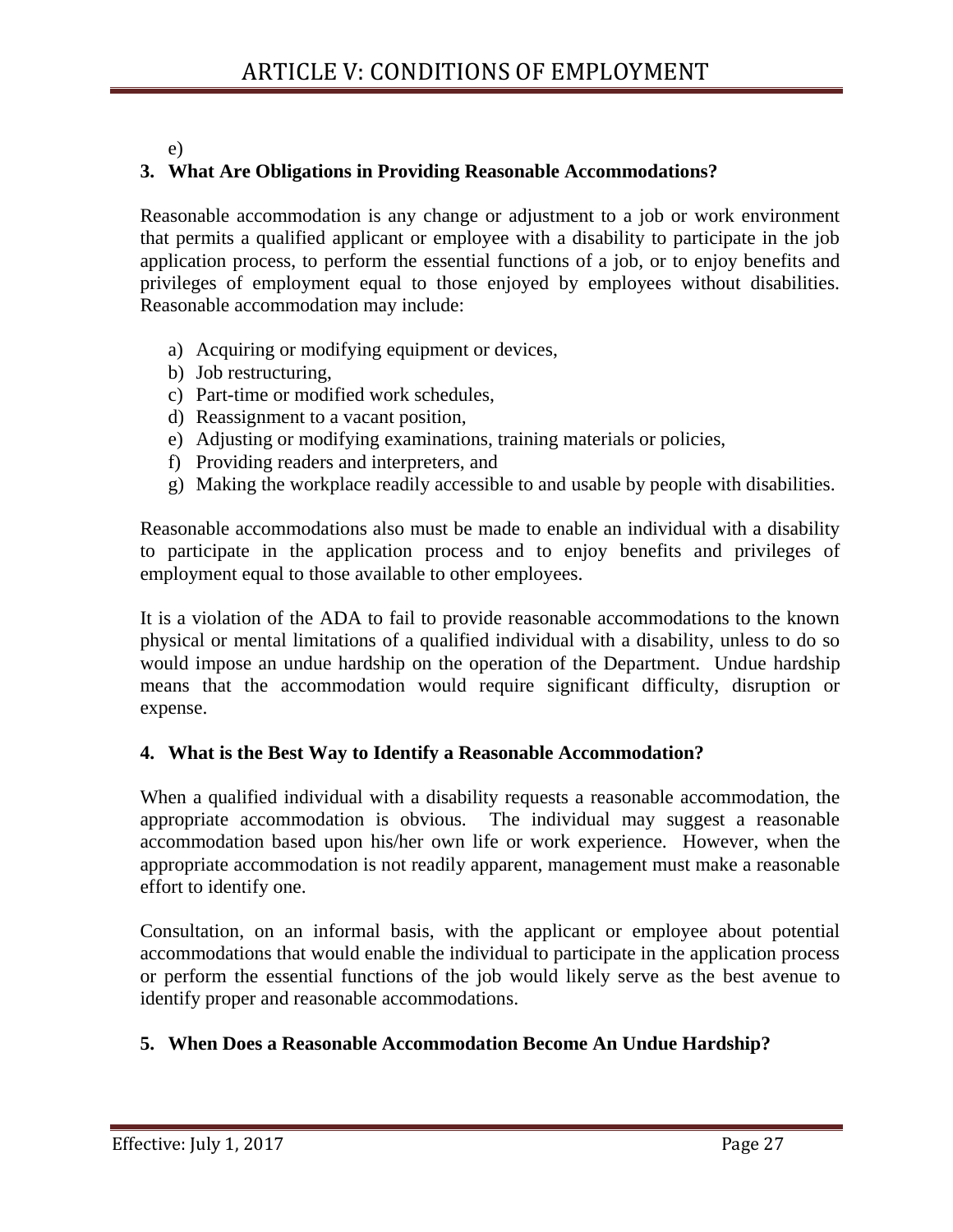e)

**3. What Are Obligations in Providing Reasonable Accommodations?**

Reasonable accommodation is any change or adjustment to a job or work environment that permits a qualified applicant or employee with a disability to participate in the job application process, to perform the essential functions of a job, or to enjoy benefits and privileges of employment equal to those enjoyed by employees without disabilities. Reasonable accommodation may include:

a) Acquiring or modifying equipment or devices,
b) Job restructuring,
c) Part-time or modified work schedules,
d) Reassignment to a vacant position,
e) Adjusting or modifying examinations, training materials or policies,
f) Providing readers and interpreters, and
g) Making the workplace readily accessible to and usable by people with disabilities.

Reasonable accommodations also must be made to enable an individual with a disability to participate in the application process and to enjoy benefits and privileges of employment equal to those available to other employees.

It is a violation of the ADA to fail to provide reasonable accommodations to the known physical or mental limitations of a qualified individual with a disability, unless to do so would impose an undue hardship on the operation of the Department. Undue hardship means that the accommodation would require significant difficulty, disruption or expense.

**4. What is the Best Way to Identify a Reasonable Accommodation?**

When a qualified individual with a disability requests a reasonable accommodation, the appropriate accommodation is obvious. The individual may suggest a reasonable accommodation based upon his/her own life or work experience. However, when the appropriate accommodation is not readily apparent, management must make a reasonable effort to identify one.

Consultation, on an informal basis, with the applicant or employee about potential accommodations that would enable the individual to participate in the application process or perform the essential functions of the job would likely serve as the best avenue to identify proper and reasonable accommodations.

**5. When Does a Reasonable Accommodation Become An Undue Hardship?**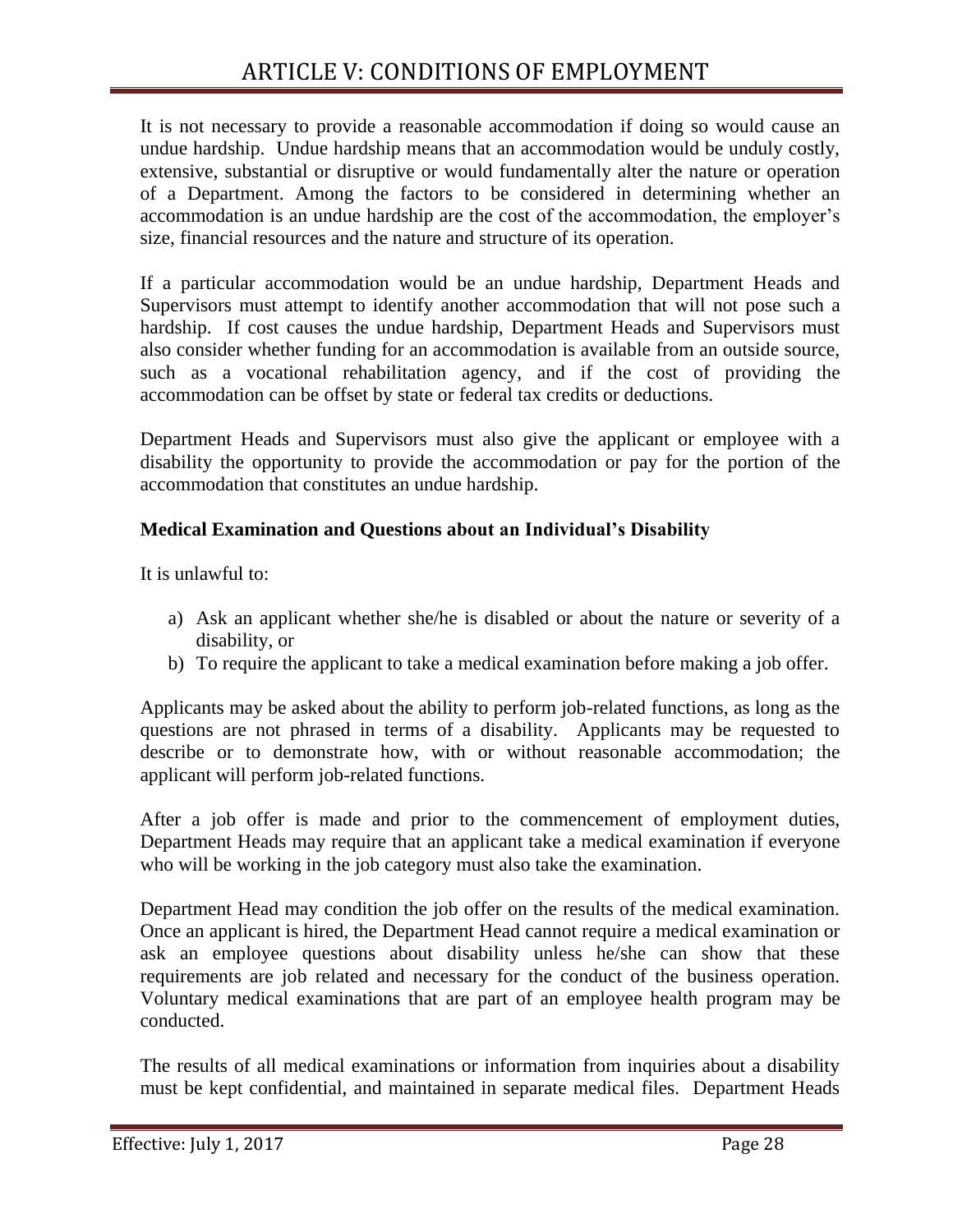It is not necessary to provide a reasonable accommodation if doing so would cause an undue hardship. Undue hardship means that an accommodation would be unduly costly, extensive, substantial or disruptive or would fundamentally alter the nature or operation of a Department. Among the factors to be considered in determining whether an accommodation is an undue hardship are the cost of the accommodation, the employer's size, financial resources and the nature and structure of its operation.

If a particular accommodation would be an undue hardship, Department Heads and Supervisors must attempt to identify another accommodation that will not pose such a hardship. If cost causes the undue hardship, Department Heads and Supervisors must also consider whether funding for an accommodation is available from an outside source, such as a vocational rehabilitation agency, and if the cost of providing the accommodation can be offset by state or federal tax credits or deductions.

Department Heads and Supervisors must also give the applicant or employee with a disability the opportunity to provide the accommodation or pay for the portion of the accommodation that constitutes an undue hardship.

**Medical Examination and Questions about an Individual's Disability**

It is unlawful to:

a) Ask an applicant whether she/he is disabled or about the nature or severity of a disability, or
b) To require the applicant to take a medical examination before making a job offer.

Applicants may be asked about the ability to perform job-related functions, as long as the questions are not phrased in terms of a disability. Applicants may be requested to describe or to demonstrate how, with or without reasonable accommodation; the applicant will perform job-related functions.

After a job offer is made and prior to the commencement of employment duties, Department Heads may require that an applicant take a medical examination if everyone who will be working in the job category must also take the examination.

Department Head may condition the job offer on the results of the medical examination. Once an applicant is hired, the Department Head cannot require a medical examination or ask an employee questions about disability unless he/she can show that these requirements are job related and necessary for the conduct of the business operation. Voluntary medical examinations that are part of an employee health program may be conducted.

The results of all medical examinations or information from inquiries about a disability must be kept confidential, and maintained in separate medical files. Department Heads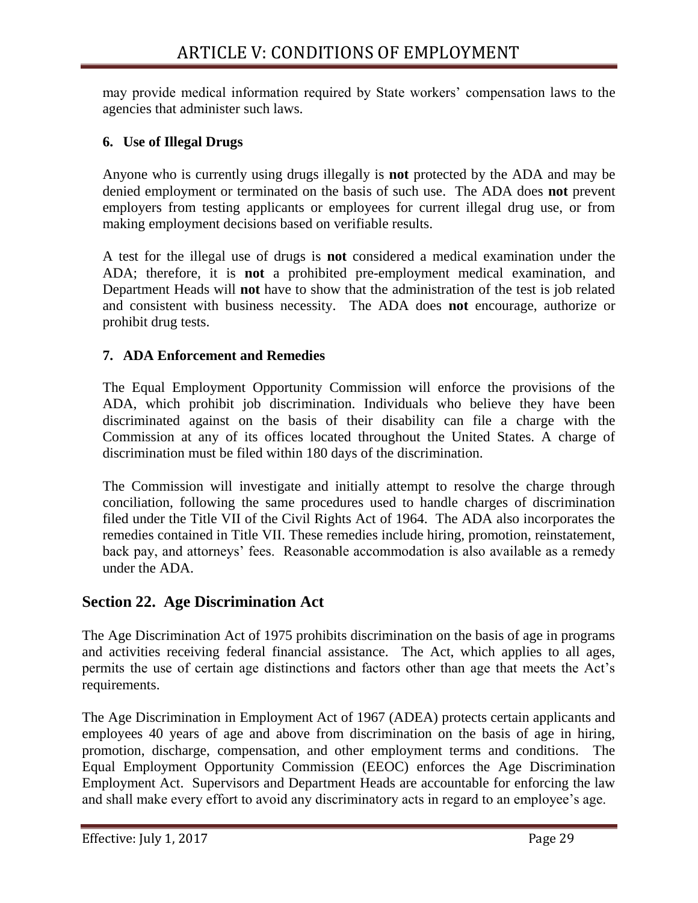may provide medical information required by State workers' compensation laws to the agencies that administer such laws.

### 6. Use of Illegal Drugs

Anyone who is currently using drugs illegally is **not** protected by the ADA and may be denied employment or terminated on the basis of such use. The ADA does **not** prevent employers from testing applicants or employees for current illegal drug use, or from making employment decisions based on verifiable results.

A test for the illegal use of drugs is **not** considered a medical examination under the ADA; therefore, it is **not** a prohibited pre-employment medical examination, and Department Heads will **not** have to show that the administration of the test is job related and consistent with business necessity. The ADA does **not** encourage, authorize or prohibit drug tests.

### 7. ADA Enforcement and Remedies

The Equal Employment Opportunity Commission will enforce the provisions of the ADA, which prohibit job discrimination. Individuals who believe they have been discriminated against on the basis of their disability can file a charge with the Commission at any of its offices located throughout the United States. A charge of discrimination must be filed within 180 days of the discrimination.

The Commission will investigate and initially attempt to resolve the charge through conciliation, following the same procedures used to handle charges of discrimination filed under the Title VII of the Civil Rights Act of 1964. The ADA also incorporates the remedies contained in Title VII. These remedies include hiring, promotion, reinstatement, back pay, and attorneys' fees. Reasonable accommodation is also available as a remedy under the ADA.

## Section 22. Age Discrimination Act

The Age Discrimination Act of 1975 prohibits discrimination on the basis of age in programs and activities receiving federal financial assistance. The Act, which applies to all ages, permits the use of certain age distinctions and factors other than age that meets the Act's requirements.

The Age Discrimination in Employment Act of 1967 (ADEA) protects certain applicants and employees 40 years of age and above from discrimination on the basis of age in hiring, promotion, discharge, compensation, and other employment terms and conditions. The Equal Employment Opportunity Commission (EEOC) enforces the Age Discrimination Employment Act. Supervisors and Department Heads are accountable for enforcing the law and shall make every effort to avoid any discriminatory acts in regard to an employee's age.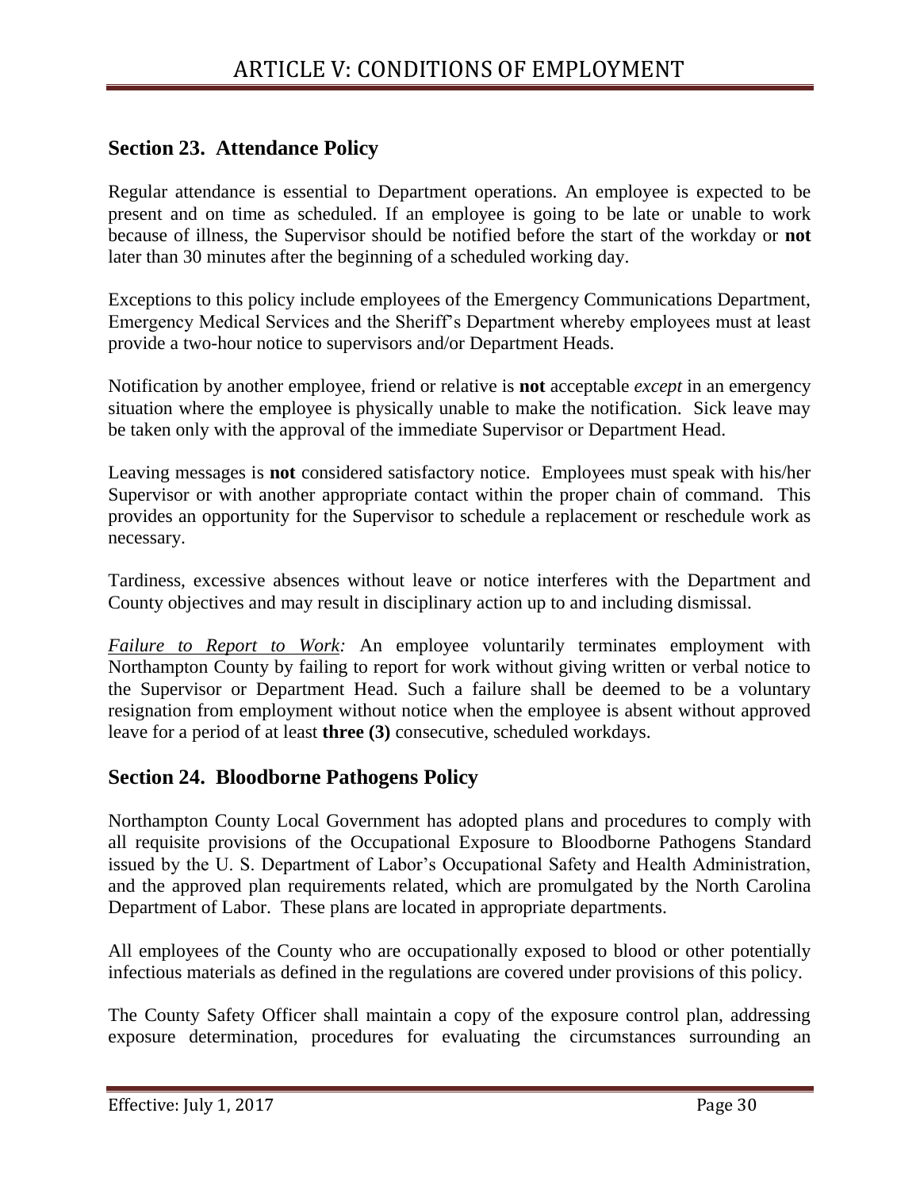## Section 23. Attendance Policy

Regular attendance is essential to Department operations. An employee is expected to be present and on time as scheduled. If an employee is going to be late or unable to work because of illness, the Supervisor should be notified before the start of the workday or **not** later than 30 minutes after the beginning of a scheduled working day.

Exceptions to this policy include employees of the Emergency Communications Department, Emergency Medical Services and the Sheriff's Department whereby employees must at least provide a two-hour notice to supervisors and/or Department Heads.

Notification by another employee, friend or relative is **not** acceptable *except* in an emergency situation where the employee is physically unable to make the notification. Sick leave may be taken only with the approval of the immediate Supervisor or Department Head.

Leaving messages is **not** considered satisfactory notice. Employees must speak with his/her Supervisor or with another appropriate contact within the proper chain of command. This provides an opportunity for the Supervisor to schedule a replacement or reschedule work as necessary.

Tardiness, excessive absences without leave or notice interferes with the Department and County objectives and may result in disciplinary action up to and including dismissal.

*Failure to Report to Work:* An employee voluntarily terminates employment with Northampton County by failing to report for work without giving written or verbal notice to the Supervisor or Department Head. Such a failure shall be deemed to be a voluntary resignation from employment without notice when the employee is absent without approved leave for a period of at least **three (3)** consecutive, scheduled workdays.

## Section 24. Bloodborne Pathogens Policy

Northampton County Local Government has adopted plans and procedures to comply with all requisite provisions of the Occupational Exposure to Bloodborne Pathogens Standard issued by the U. S. Department of Labor's Occupational Safety and Health Administration, and the approved plan requirements related, which are promulgated by the North Carolina Department of Labor. These plans are located in appropriate departments.

All employees of the County who are occupationally exposed to blood or other potentially infectious materials as defined in the regulations are covered under provisions of this policy.

The County Safety Officer shall maintain a copy of the exposure control plan, addressing exposure determination, procedures for evaluating the circumstances surrounding an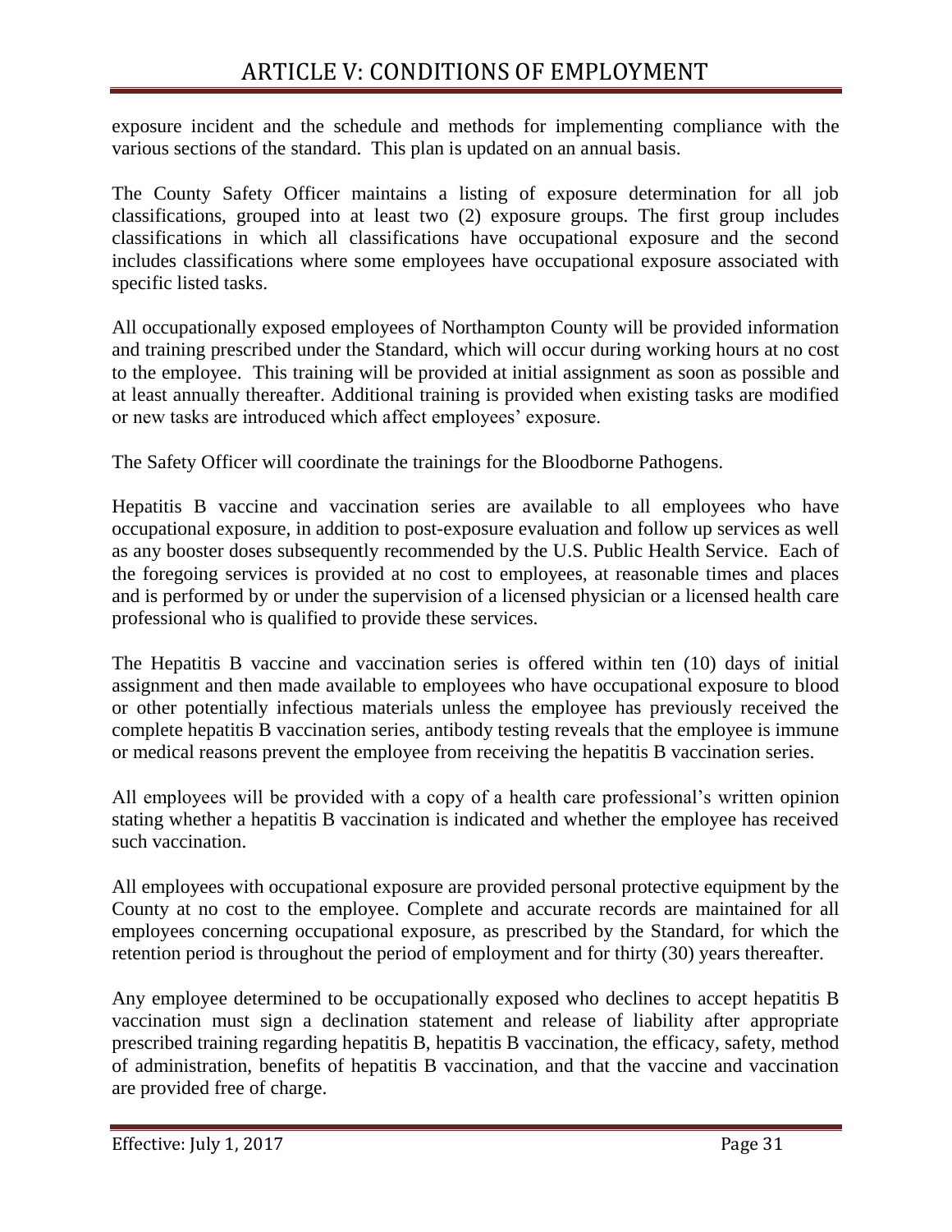exposure incident and the schedule and methods for implementing compliance with the various sections of the standard. This plan is updated on an annual basis.

The County Safety Officer maintains a listing of exposure determination for all job classifications, grouped into at least two (2) exposure groups. The first group includes classifications in which all classifications have occupational exposure and the second includes classifications where some employees have occupational exposure associated with specific listed tasks.

All occupationally exposed employees of Northampton County will be provided information and training prescribed under the Standard, which will occur during working hours at no cost to the employee. This training will be provided at initial assignment as soon as possible and at least annually thereafter. Additional training is provided when existing tasks are modified or new tasks are introduced which affect employees' exposure.

The Safety Officer will coordinate the trainings for the Bloodborne Pathogens.

Hepatitis B vaccine and vaccination series are available to all employees who have occupational exposure, in addition to post-exposure evaluation and follow up services as well as any booster doses subsequently recommended by the U.S. Public Health Service. Each of the foregoing services is provided at no cost to employees, at reasonable times and places and is performed by or under the supervision of a licensed physician or a licensed health care professional who is qualified to provide these services.

The Hepatitis B vaccine and vaccination series is offered within ten (10) days of initial assignment and then made available to employees who have occupational exposure to blood or other potentially infectious materials unless the employee has previously received the complete hepatitis B vaccination series, antibody testing reveals that the employee is immune or medical reasons prevent the employee from receiving the hepatitis B vaccination series.

All employees will be provided with a copy of a health care professional's written opinion stating whether a hepatitis B vaccination is indicated and whether the employee has received such vaccination.

All employees with occupational exposure are provided personal protective equipment by the County at no cost to the employee. Complete and accurate records are maintained for all employees concerning occupational exposure, as prescribed by the Standard, for which the retention period is throughout the period of employment and for thirty (30) years thereafter.

Any employee determined to be occupationally exposed who declines to accept hepatitis B vaccination must sign a declination statement and release of liability after appropriate prescribed training regarding hepatitis B, hepatitis B vaccination, the efficacy, safety, method of administration, benefits of hepatitis B vaccination, and that the vaccine and vaccination are provided free of charge.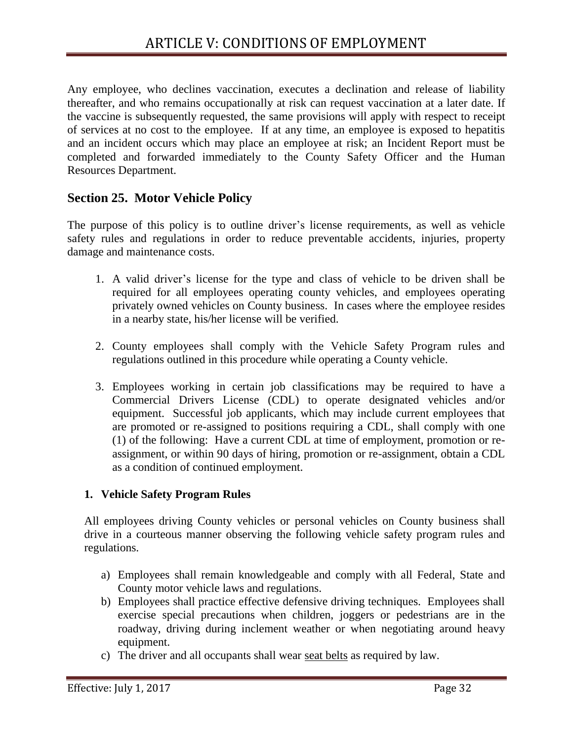Any employee, who declines vaccination, executes a declination and release of liability thereafter, and who remains occupationally at risk can request vaccination at a later date. If the vaccine is subsequently requested, the same provisions will apply with respect to receipt of services at no cost to the employee. If at any time, an employee is exposed to hepatitis and an incident occurs which may place an employee at risk; an Incident Report must be completed and forwarded immediately to the County Safety Officer and the Human Resources Department.

## Section 25. Motor Vehicle Policy

The purpose of this policy is to outline driver's license requirements, as well as vehicle safety rules and regulations in order to reduce preventable accidents, injuries, property damage and maintenance costs.

1. A valid driver's license for the type and class of vehicle to be driven shall be required for all employees operating county vehicles, and employees operating privately owned vehicles on County business. In cases where the employee resides in a nearby state, his/her license will be verified.

2. County employees shall comply with the Vehicle Safety Program rules and regulations outlined in this procedure while operating a County vehicle.

3. Employees working in certain job classifications may be required to have a Commercial Drivers License (CDL) to operate designated vehicles and/or equipment. Successful job applicants, which may include current employees that are promoted or re-assigned to positions requiring a CDL, shall comply with one (1) of the following: Have a current CDL at time of employment, promotion or re-assignment, or within 90 days of hiring, promotion or re-assignment, obtain a CDL as a condition of continued employment.

### 1. Vehicle Safety Program Rules

All employees driving County vehicles or personal vehicles on County business shall drive in a courteous manner observing the following vehicle safety program rules and regulations.

a) Employees shall remain knowledgeable and comply with all Federal, State and County motor vehicle laws and regulations.
b) Employees shall practice effective defensive driving techniques. Employees shall exercise special precautions when children, joggers or pedestrians are in the roadway, driving during inclement weather or when negotiating around heavy equipment.
c) The driver and all occupants shall wear seat belts as required by law.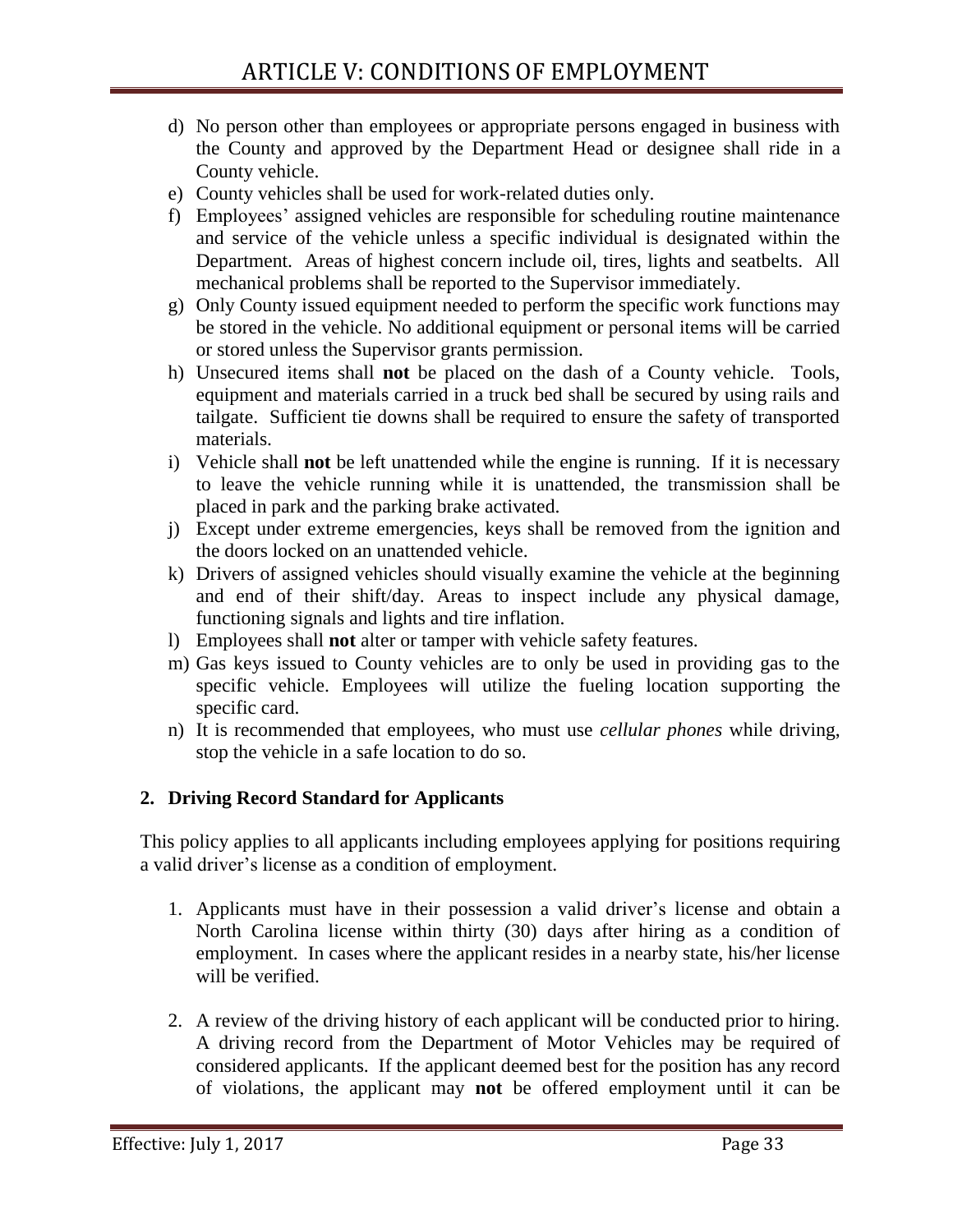d) No person other than employees or appropriate persons engaged in business with the County and approved by the Department Head or designee shall ride in a County vehicle.
e) County vehicles shall be used for work-related duties only.
f) Employees' assigned vehicles are responsible for scheduling routine maintenance and service of the vehicle unless a specific individual is designated within the Department. Areas of highest concern include oil, tires, lights and seatbelts. All mechanical problems shall be reported to the Supervisor immediately.
g) Only County issued equipment needed to perform the specific work functions may be stored in the vehicle. No additional equipment or personal items will be carried or stored unless the Supervisor grants permission.
h) Unsecured items shall **not** be placed on the dash of a County vehicle. Tools, equipment and materials carried in a truck bed shall be secured by using rails and tailgate. Sufficient tie downs shall be required to ensure the safety of transported materials.
i) Vehicle shall **not** be left unattended while the engine is running. If it is necessary to leave the vehicle running while it is unattended, the transmission shall be placed in park and the parking brake activated.
j) Except under extreme emergencies, keys shall be removed from the ignition and the doors locked on an unattended vehicle.
k) Drivers of assigned vehicles should visually examine the vehicle at the beginning and end of their shift/day. Areas to inspect include any physical damage, functioning signals and lights and tire inflation.
l) Employees shall **not** alter or tamper with vehicle safety features.
m) Gas keys issued to County vehicles are to only be used in providing gas to the specific vehicle. Employees will utilize the fueling location supporting the specific card.
n) It is recommended that employees, who must use *cellular phones* while driving, stop the vehicle in a safe location to do so.

### 2. Driving Record Standard for Applicants

This policy applies to all applicants including employees applying for positions requiring a valid driver's license as a condition of employment.

1. Applicants must have in their possession a valid driver's license and obtain a North Carolina license within thirty (30) days after hiring as a condition of employment. In cases where the applicant resides in a nearby state, his/her license will be verified.

2. A review of the driving history of each applicant will be conducted prior to hiring. A driving record from the Department of Motor Vehicles may be required of considered applicants. If the applicant deemed best for the position has any record of violations, the applicant may **not** be offered employment until it can be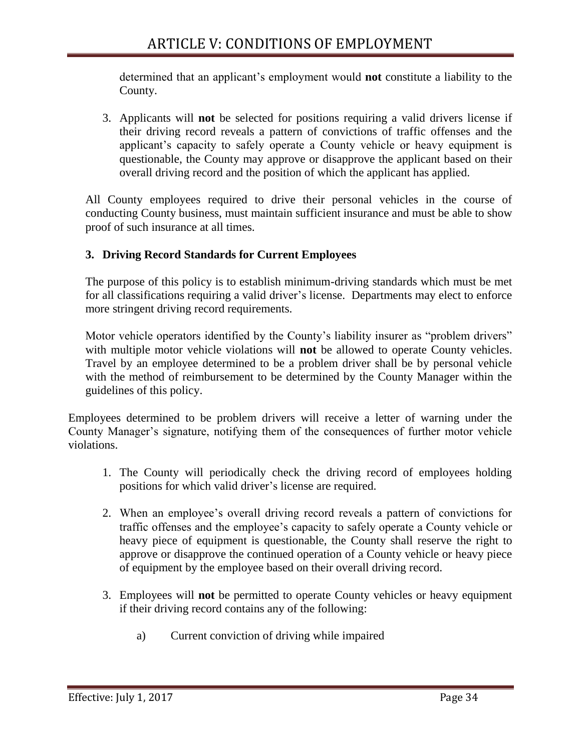determined that an applicant's employment would **not** constitute a liability to the County.

3. Applicants will **not** be selected for positions requiring a valid drivers license if their driving record reveals a pattern of convictions of traffic offenses and the applicant's capacity to safely operate a County vehicle or heavy equipment is questionable, the County may approve or disapprove the applicant based on their overall driving record and the position of which the applicant has applied.

All County employees required to drive their personal vehicles in the course of conducting County business, must maintain sufficient insurance and must be able to show proof of such insurance at all times.

### 3. Driving Record Standards for Current Employees

The purpose of this policy is to establish minimum-driving standards which must be met for all classifications requiring a valid driver's license. Departments may elect to enforce more stringent driving record requirements.

Motor vehicle operators identified by the County's liability insurer as "problem drivers" with multiple motor vehicle violations will **not** be allowed to operate County vehicles. Travel by an employee determined to be a problem driver shall be by personal vehicle with the method of reimbursement to be determined by the County Manager within the guidelines of this policy.

Employees determined to be problem drivers will receive a letter of warning under the County Manager's signature, notifying them of the consequences of further motor vehicle violations.

1. The County will periodically check the driving record of employees holding positions for which valid driver's license are required.

2. When an employee's overall driving record reveals a pattern of convictions for traffic offenses and the employee's capacity to safely operate a County vehicle or heavy piece of equipment is questionable, the County shall reserve the right to approve or disapprove the continued operation of a County vehicle or heavy piece of equipment by the employee based on their overall driving record.

3. Employees will **not** be permitted to operate County vehicles or heavy equipment if their driving record contains any of the following:

    a) Current conviction of driving while impaired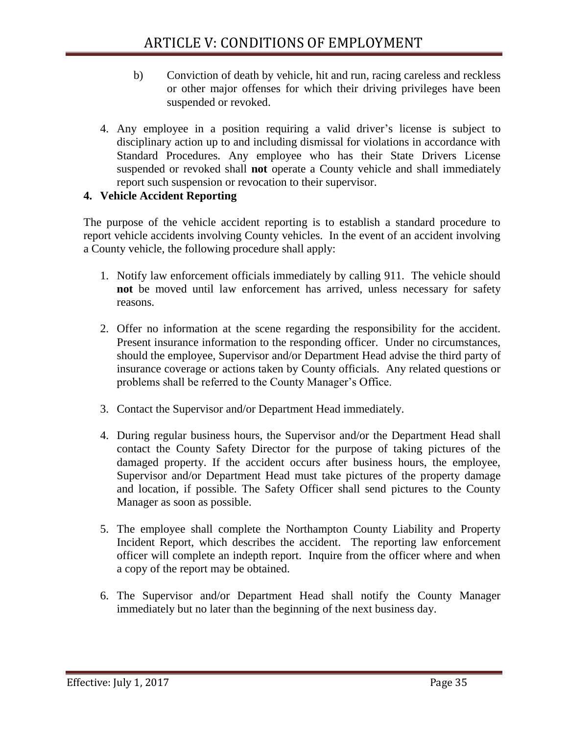b) Conviction of death by vehicle, hit and run, racing careless and reckless or other major offenses for which their driving privileges have been suspended or revoked.

4. Any employee in a position requiring a valid driver's license is subject to disciplinary action up to and including dismissal for violations in accordance with Standard Procedures. Any employee who has their State Drivers License suspended or revoked shall **not** operate a County vehicle and shall immediately report such suspension or revocation to their supervisor.

**4. Vehicle Accident Reporting**

The purpose of the vehicle accident reporting is to establish a standard procedure to report vehicle accidents involving County vehicles. In the event of an accident involving a County vehicle, the following procedure shall apply:

1. Notify law enforcement officials immediately by calling 911. The vehicle should **not** be moved until law enforcement has arrived, unless necessary for safety reasons.

2. Offer no information at the scene regarding the responsibility for the accident. Present insurance information to the responding officer. Under no circumstances, should the employee, Supervisor and/or Department Head advise the third party of insurance coverage or actions taken by County officials. Any related questions or problems shall be referred to the County Manager's Office.

3. Contact the Supervisor and/or Department Head immediately.

4. During regular business hours, the Supervisor and/or the Department Head shall contact the County Safety Director for the purpose of taking pictures of the damaged property. If the accident occurs after business hours, the employee, Supervisor and/or Department Head must take pictures of the property damage and location, if possible. The Safety Officer shall send pictures to the County Manager as soon as possible.

5. The employee shall complete the Northampton County Liability and Property Incident Report, which describes the accident. The reporting law enforcement officer will complete an indepth report. Inquire from the officer where and when a copy of the report may be obtained.

6. The Supervisor and/or Department Head shall notify the County Manager immediately but no later than the beginning of the next business day.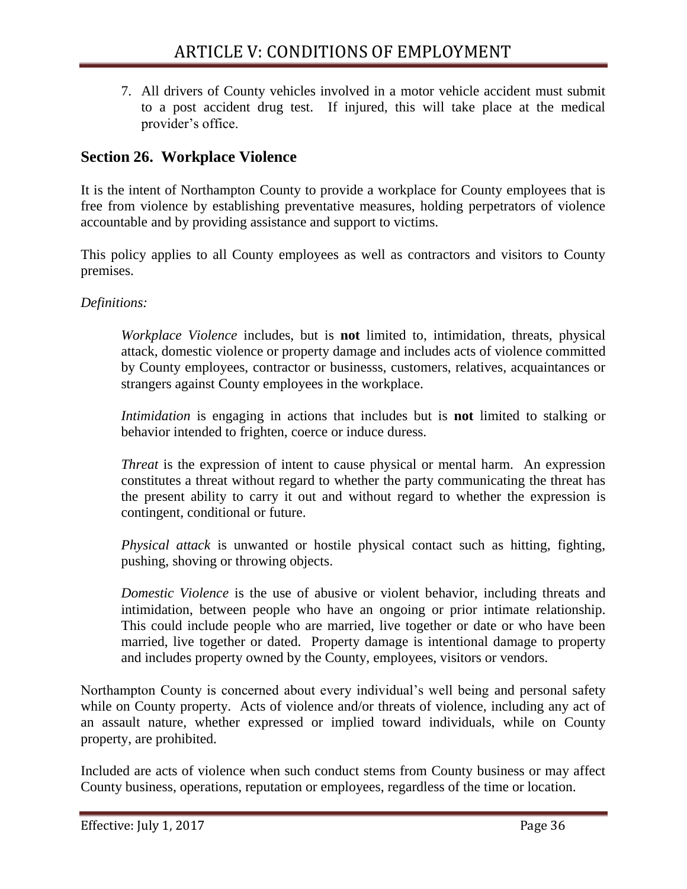7. All drivers of County vehicles involved in a motor vehicle accident must submit to a post accident drug test. If injured, this will take place at the medical provider's office.

## Section 26. Workplace Violence

It is the intent of Northampton County to provide a workplace for County employees that is free from violence by establishing preventative measures, holding perpetrators of violence accountable and by providing assistance and support to victims.

This policy applies to all County employees as well as contractors and visitors to County premises.

*Definitions:*

*Workplace Violence* includes, but is **not** limited to, intimidation, threats, physical attack, domestic violence or property damage and includes acts of violence committed by County employees, contractor or businesss, customers, relatives, acquaintances or strangers against County employees in the workplace.

*Intimidation* is engaging in actions that includes but is **not** limited to stalking or behavior intended to frighten, coerce or induce duress.

*Threat* is the expression of intent to cause physical or mental harm. An expression constitutes a threat without regard to whether the party communicating the threat has the present ability to carry it out and without regard to whether the expression is contingent, conditional or future.

*Physical attack* is unwanted or hostile physical contact such as hitting, fighting, pushing, shoving or throwing objects.

*Domestic Violence* is the use of abusive or violent behavior, including threats and intimidation, between people who have an ongoing or prior intimate relationship. This could include people who are married, live together or date or who have been married, live together or dated. Property damage is intentional damage to property and includes property owned by the County, employees, visitors or vendors.

Northampton County is concerned about every individual's well being and personal safety while on County property. Acts of violence and/or threats of violence, including any act of an assault nature, whether expressed or implied toward individuals, while on County property, are prohibited.

Included are acts of violence when such conduct stems from County business or may affect County business, operations, reputation or employees, regardless of the time or location.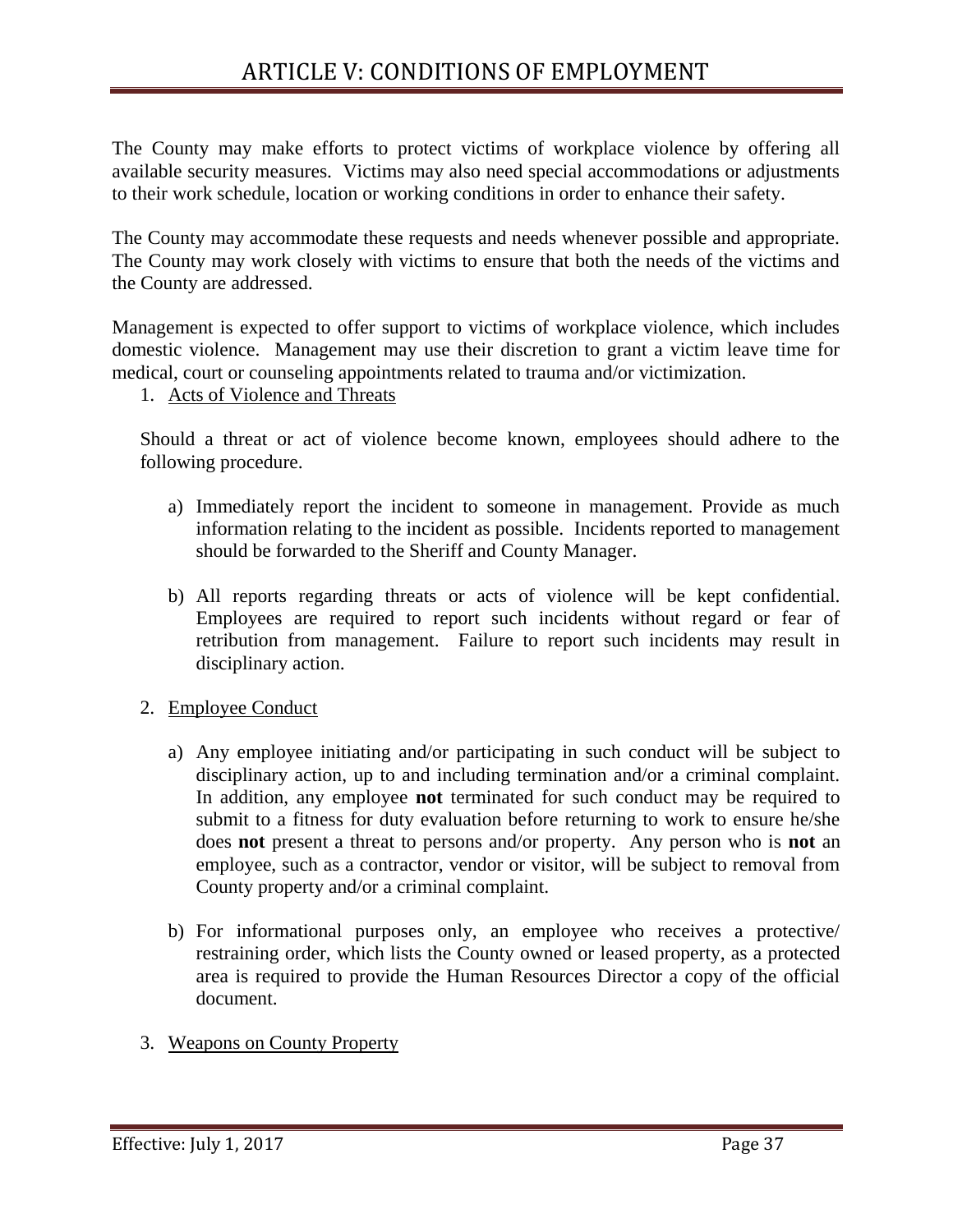The County may make efforts to protect victims of workplace violence by offering all available security measures. Victims may also need special accommodations or adjustments to their work schedule, location or working conditions in order to enhance their safety.

The County may accommodate these requests and needs whenever possible and appropriate. The County may work closely with victims to ensure that both the needs of the victims and the County are addressed.

Management is expected to offer support to victims of workplace violence, which includes domestic violence. Management may use their discretion to grant a victim leave time for medical, court or counseling appointments related to trauma and/or victimization.

1. Acts of Violence and Threats

   Should a threat or act of violence become known, employees should adhere to the following procedure.

   a) Immediately report the incident to someone in management. Provide as much information relating to the incident as possible. Incidents reported to management should be forwarded to the Sheriff and County Manager.

   b) All reports regarding threats or acts of violence will be kept confidential. Employees are required to report such incidents without regard or fear of retribution from management. Failure to report such incidents may result in disciplinary action.

2. Employee Conduct

   a) Any employee initiating and/or participating in such conduct will be subject to disciplinary action, up to and including termination and/or a criminal complaint. In addition, any employee **not** terminated for such conduct may be required to submit to a fitness for duty evaluation before returning to work to ensure he/she does **not** present a threat to persons and/or property. Any person who is **not** an employee, such as a contractor, vendor or visitor, will be subject to removal from County property and/or a criminal complaint.

   b) For informational purposes only, an employee who receives a protective/ restraining order, which lists the County owned or leased property, as a protected area is required to provide the Human Resources Director a copy of the official document.

3. Weapons on County Property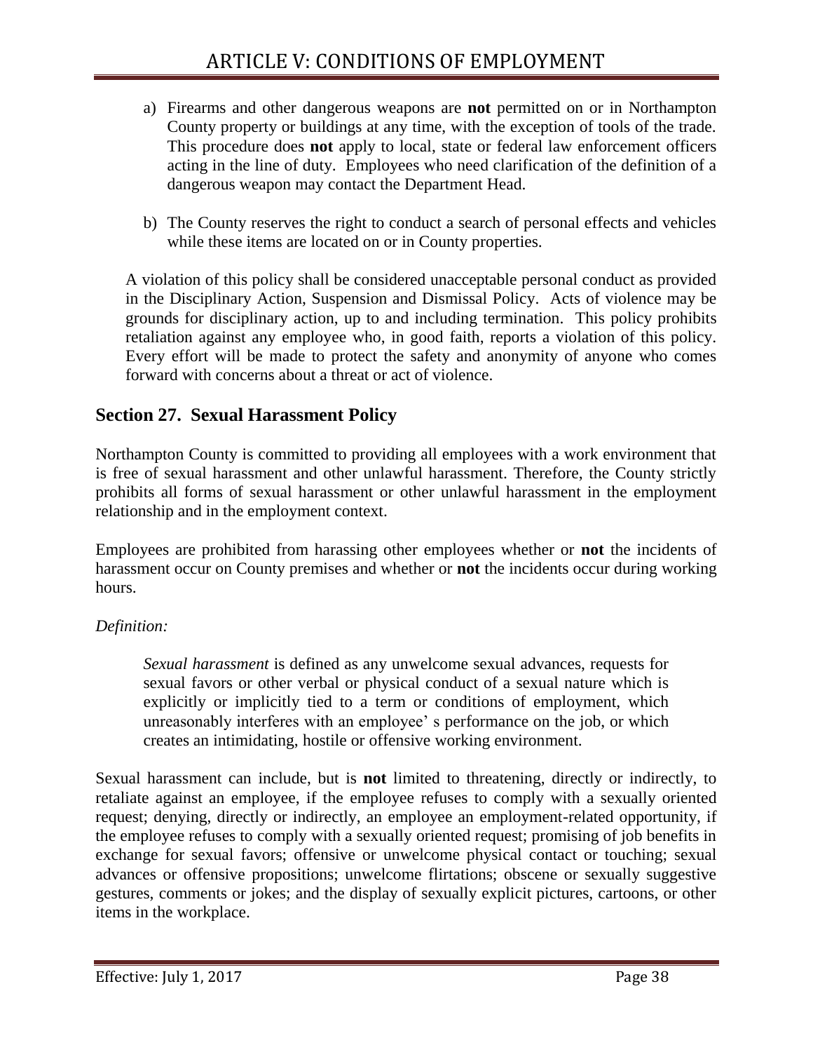a) Firearms and other dangerous weapons are **not** permitted on or in Northampton County property or buildings at any time, with the exception of tools of the trade. This procedure does **not** apply to local, state or federal law enforcement officers acting in the line of duty. Employees who need clarification of the definition of a dangerous weapon may contact the Department Head.

b) The County reserves the right to conduct a search of personal effects and vehicles while these items are located on or in County properties.

A violation of this policy shall be considered unacceptable personal conduct as provided in the Disciplinary Action, Suspension and Dismissal Policy. Acts of violence may be grounds for disciplinary action, up to and including termination. This policy prohibits retaliation against any employee who, in good faith, reports a violation of this policy. Every effort will be made to protect the safety and anonymity of anyone who comes forward with concerns about a threat or act of violence.

## Section 27. Sexual Harassment Policy

Northampton County is committed to providing all employees with a work environment that is free of sexual harassment and other unlawful harassment. Therefore, the County strictly prohibits all forms of sexual harassment or other unlawful harassment in the employment relationship and in the employment context.

Employees are prohibited from harassing other employees whether or **not** the incidents of harassment occur on County premises and whether or **not** the incidents occur during working hours.

*Definition:*

> *Sexual harassment* is defined as any unwelcome sexual advances, requests for sexual favors or other verbal or physical conduct of a sexual nature which is explicitly or implicitly tied to a term or conditions of employment, which unreasonably interferes with an employee' s performance on the job, or which creates an intimidating, hostile or offensive working environment.

Sexual harassment can include, but is **not** limited to threatening, directly or indirectly, to retaliate against an employee, if the employee refuses to comply with a sexually oriented request; denying, directly or indirectly, an employee an employment-related opportunity, if the employee refuses to comply with a sexually oriented request; promising of job benefits in exchange for sexual favors; offensive or unwelcome physical contact or touching; sexual advances or offensive propositions; unwelcome flirtations; obscene or sexually suggestive gestures, comments or jokes; and the display of sexually explicit pictures, cartoons, or other items in the workplace.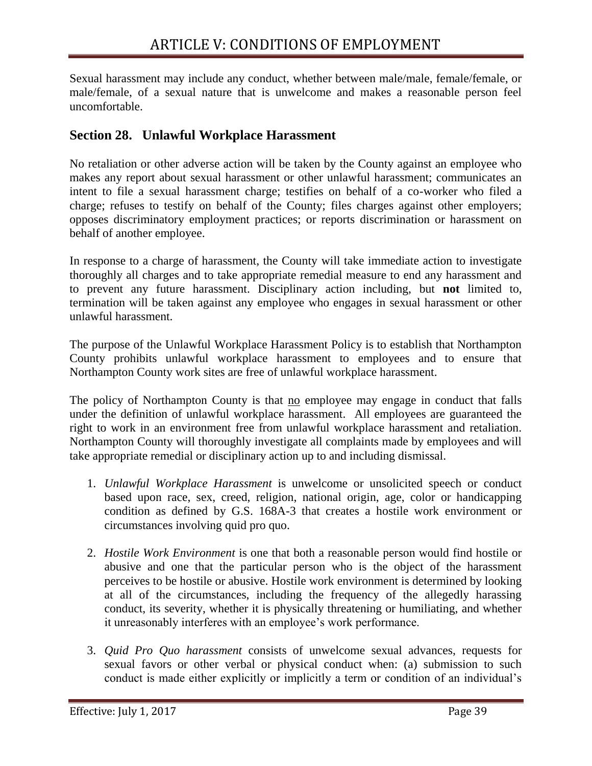Sexual harassment may include any conduct, whether between male/male, female/female, or male/female, of a sexual nature that is unwelcome and makes a reasonable person feel uncomfortable.

## Section 28. Unlawful Workplace Harassment

No retaliation or other adverse action will be taken by the County against an employee who makes any report about sexual harassment or other unlawful harassment; communicates an intent to file a sexual harassment charge; testifies on behalf of a co-worker who filed a charge; refuses to testify on behalf of the County; files charges against other employers; opposes discriminatory employment practices; or reports discrimination or harassment on behalf of another employee.

In response to a charge of harassment, the County will take immediate action to investigate thoroughly all charges and to take appropriate remedial measure to end any harassment and to prevent any future harassment. Disciplinary action including, but **not** limited to, termination will be taken against any employee who engages in sexual harassment or other unlawful harassment.

The purpose of the Unlawful Workplace Harassment Policy is to establish that Northampton County prohibits unlawful workplace harassment to employees and to ensure that Northampton County work sites are free of unlawful workplace harassment.

The policy of Northampton County is that <u>no</u> employee may engage in conduct that falls under the definition of unlawful workplace harassment. All employees are guaranteed the right to work in an environment free from unlawful workplace harassment and retaliation. Northampton County will thoroughly investigate all complaints made by employees and will take appropriate remedial or disciplinary action up to and including dismissal.

1. *Unlawful Workplace Harassment* is unwelcome or unsolicited speech or conduct based upon race, sex, creed, religion, national origin, age, color or handicapping condition as defined by G.S. 168A-3 that creates a hostile work environment or circumstances involving quid pro quo.

2. *Hostile Work Environment* is one that both a reasonable person would find hostile or abusive and one that the particular person who is the object of the harassment perceives to be hostile or abusive. Hostile work environment is determined by looking at all of the circumstances, including the frequency of the allegedly harassing conduct, its severity, whether it is physically threatening or humiliating, and whether it unreasonably interferes with an employee's work performance.

3. *Quid Pro Quo harassment* consists of unwelcome sexual advances, requests for sexual favors or other verbal or physical conduct when: (a) submission to such conduct is made either explicitly or implicitly a term or condition of an individual's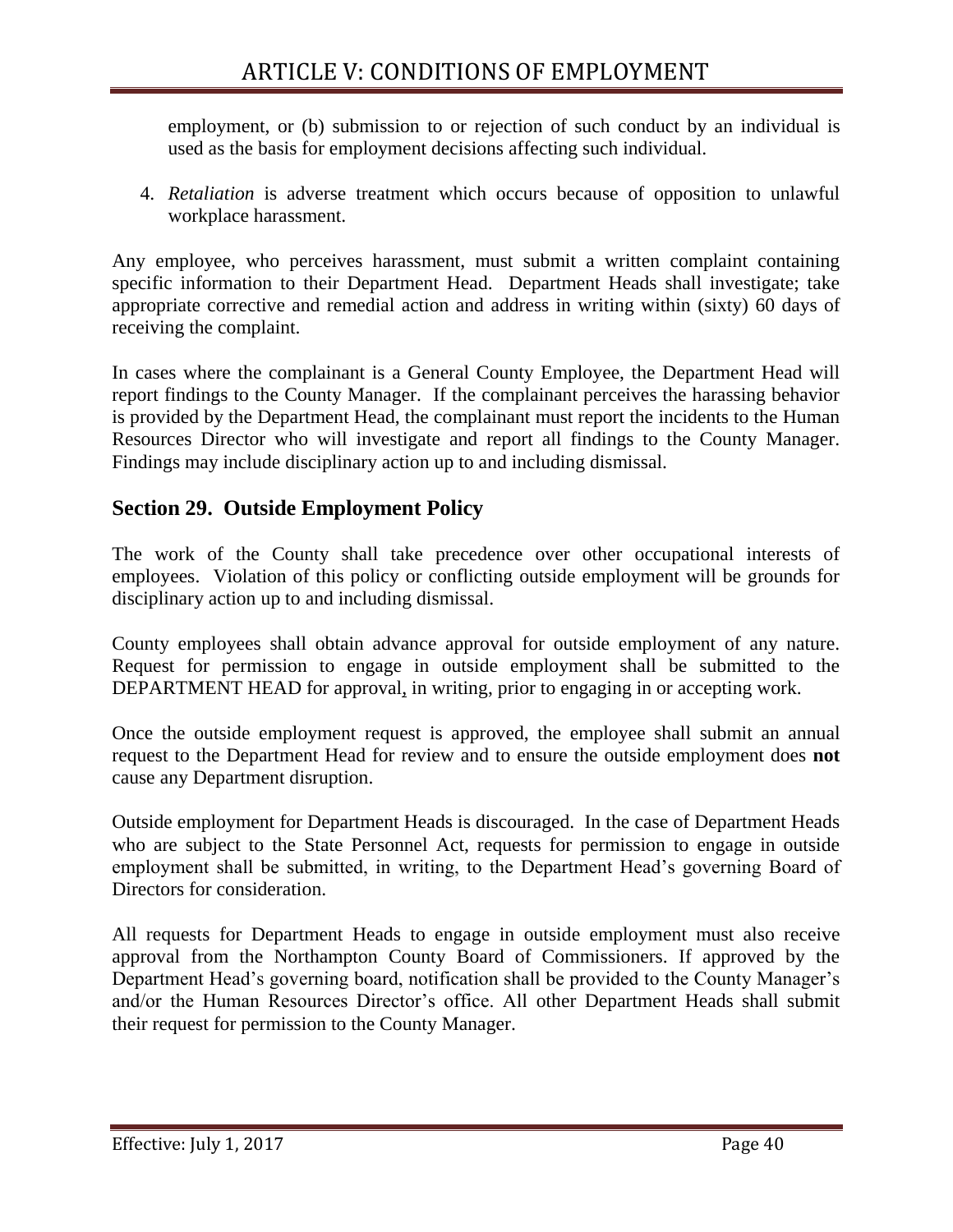employment, or (b) submission to or rejection of such conduct by an individual is used as the basis for employment decisions affecting such individual.

4. *Retaliation* is adverse treatment which occurs because of opposition to unlawful workplace harassment.

Any employee, who perceives harassment, must submit a written complaint containing specific information to their Department Head. Department Heads shall investigate; take appropriate corrective and remedial action and address in writing within (sixty) 60 days of receiving the complaint.

In cases where the complainant is a General County Employee, the Department Head will report findings to the County Manager. If the complainant perceives the harassing behavior is provided by the Department Head, the complainant must report the incidents to the Human Resources Director who will investigate and report all findings to the County Manager. Findings may include disciplinary action up to and including dismissal.

## Section 29. Outside Employment Policy

The work of the County shall take precedence over other occupational interests of employees. Violation of this policy or conflicting outside employment will be grounds for disciplinary action up to and including dismissal.

County employees shall obtain advance approval for outside employment of any nature. Request for permission to engage in outside employment shall be submitted to the DEPARTMENT HEAD for approval, in writing, prior to engaging in or accepting work.

Once the outside employment request is approved, the employee shall submit an annual request to the Department Head for review and to ensure the outside employment does **not** cause any Department disruption.

Outside employment for Department Heads is discouraged. In the case of Department Heads who are subject to the State Personnel Act, requests for permission to engage in outside employment shall be submitted, in writing, to the Department Head's governing Board of Directors for consideration.

All requests for Department Heads to engage in outside employment must also receive approval from the Northampton County Board of Commissioners. If approved by the Department Head's governing board, notification shall be provided to the County Manager's and/or the Human Resources Director's office. All other Department Heads shall submit their request for permission to the County Manager.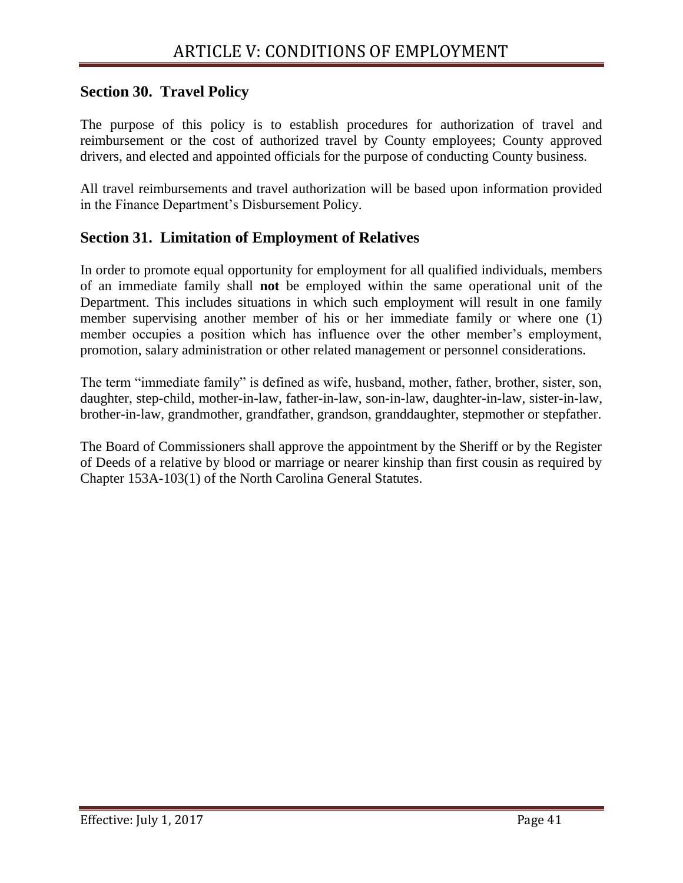## Section 30. Travel Policy

The purpose of this policy is to establish procedures for authorization of travel and reimbursement or the cost of authorized travel by County employees; County approved drivers, and elected and appointed officials for the purpose of conducting County business.

All travel reimbursements and travel authorization will be based upon information provided in the Finance Department's Disbursement Policy.

## Section 31. Limitation of Employment of Relatives

In order to promote equal opportunity for employment for all qualified individuals, members of an immediate family shall **not** be employed within the same operational unit of the Department. This includes situations in which such employment will result in one family member supervising another member of his or her immediate family or where one (1) member occupies a position which has influence over the other member's employment, promotion, salary administration or other related management or personnel considerations.

The term "immediate family" is defined as wife, husband, mother, father, brother, sister, son, daughter, step-child, mother-in-law, father-in-law, son-in-law, daughter-in-law, sister-in-law, brother-in-law, grandmother, grandfather, grandson, granddaughter, stepmother or stepfather.

The Board of Commissioners shall approve the appointment by the Sheriff or by the Register of Deeds of a relative by blood or marriage or nearer kinship than first cousin as required by Chapter 153A-103(1) of the North Carolina General Statutes.